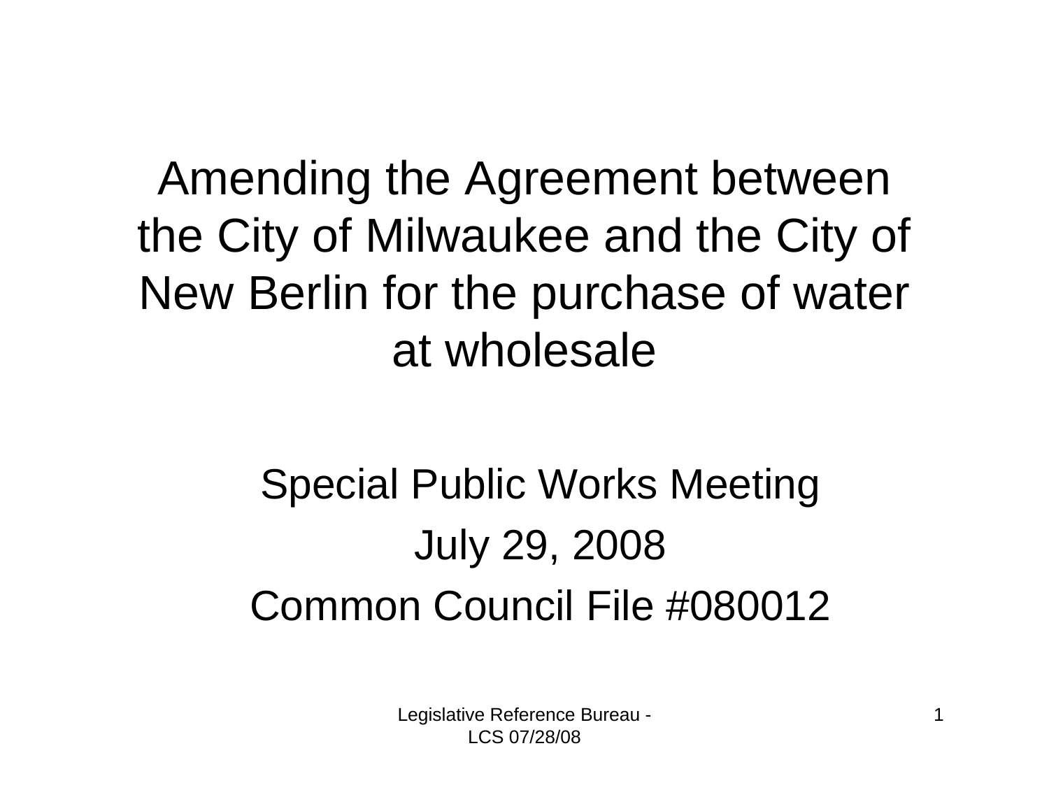# Amending the Agreement between the City of Milwaukee and the City of New Berlin for the purchase of water at wholesale

Special Public Works Meeting

July 29, 2008

Common Council File #080012

Legislative Reference Bureau - LCS 07/28/08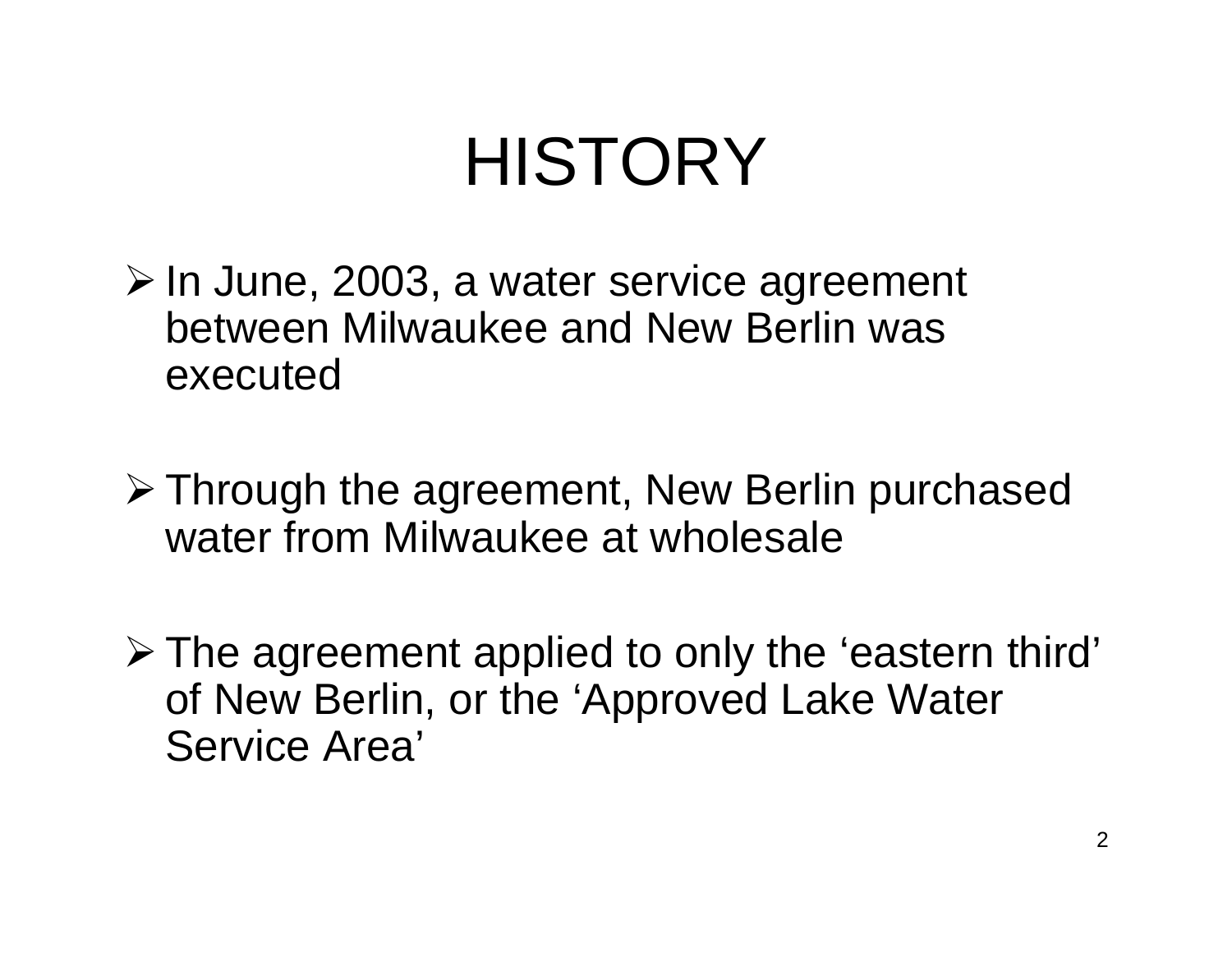# HISTORY

- In June, 2003, a water service agreement between Milwaukee and New Berlin was executed
- Through the agreement, New Berlin purchased water from Milwaukee at wholesale
- The agreement applied to only the 'eastern third' of New Berlin, or the 'Approved Lake Water Service Area'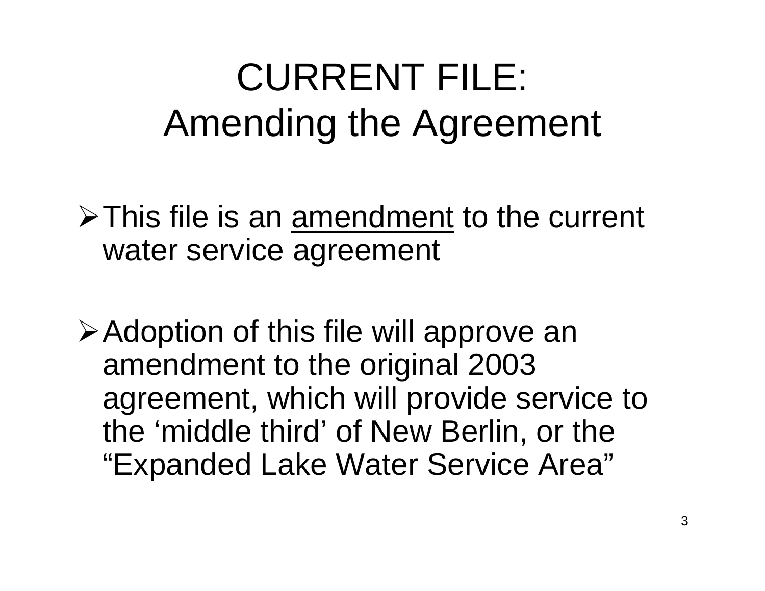# CURRENT FILE: Amending the Agreement

- This file is an <u>amendment</u> to the current water service agreement

- Adoption of this file will approve an amendment to the original 2003 agreement, which will provide service to the ‘middle third’ of New Berlin, or the “Expanded Lake Water Service Area”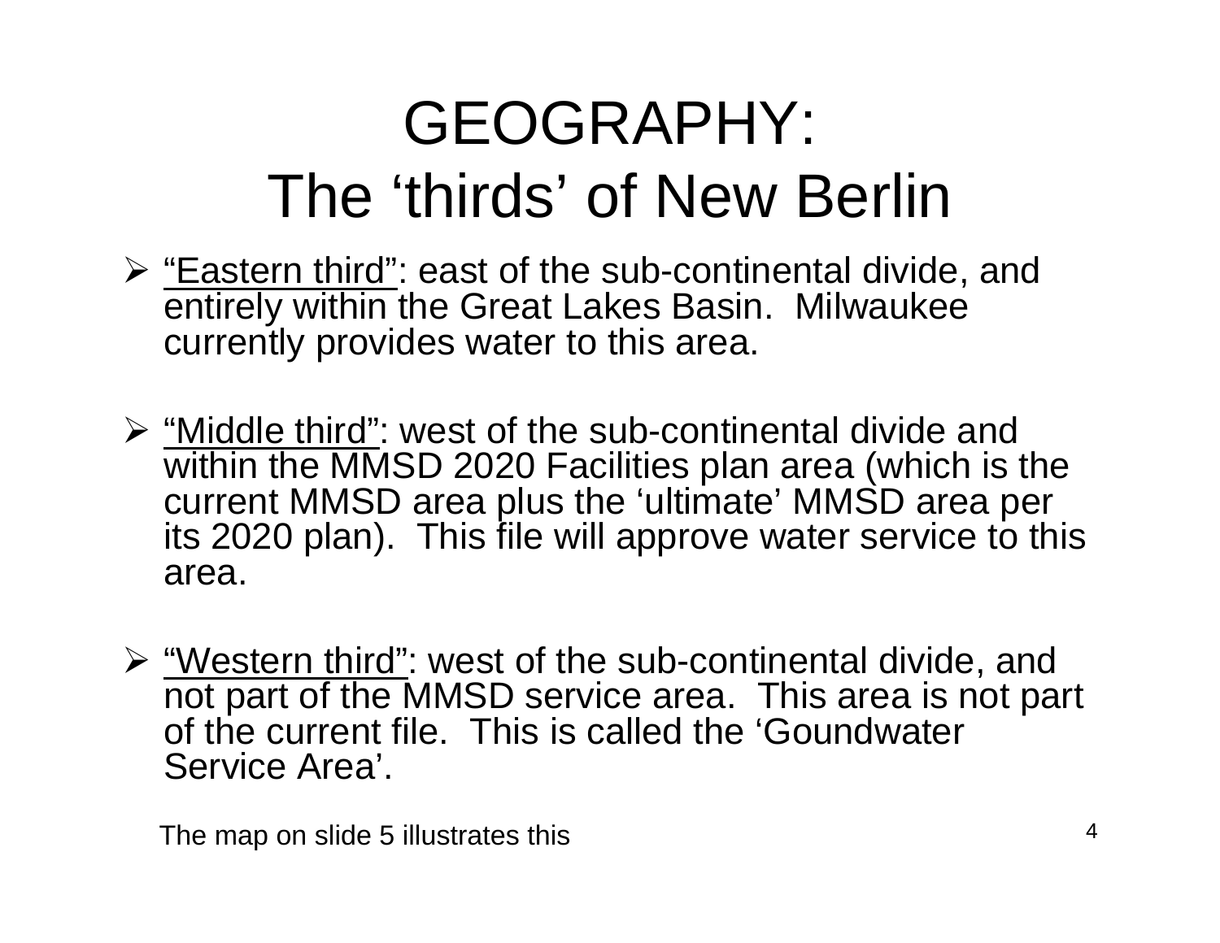# GEOGRAPHY:
# The 'thirds' of New Berlin

- <u>"Eastern third"</u>: east of the sub-continental divide, and entirely within the Great Lakes Basin. Milwaukee currently provides water to this area.

- <u>"Middle third"</u>: west of the sub-continental divide and within the MMSD 2020 Facilities plan area (which is the current MMSD area plus the 'ultimate' MMSD area per its 2020 plan). This file will approve water service to this area.

- <u>"Western third"</u>: west of the sub-continental divide, and not part of the MMSD service area. This area is not part of the current file. This is called the 'Goundwater Service Area'.

The map on slide 5 illustrates this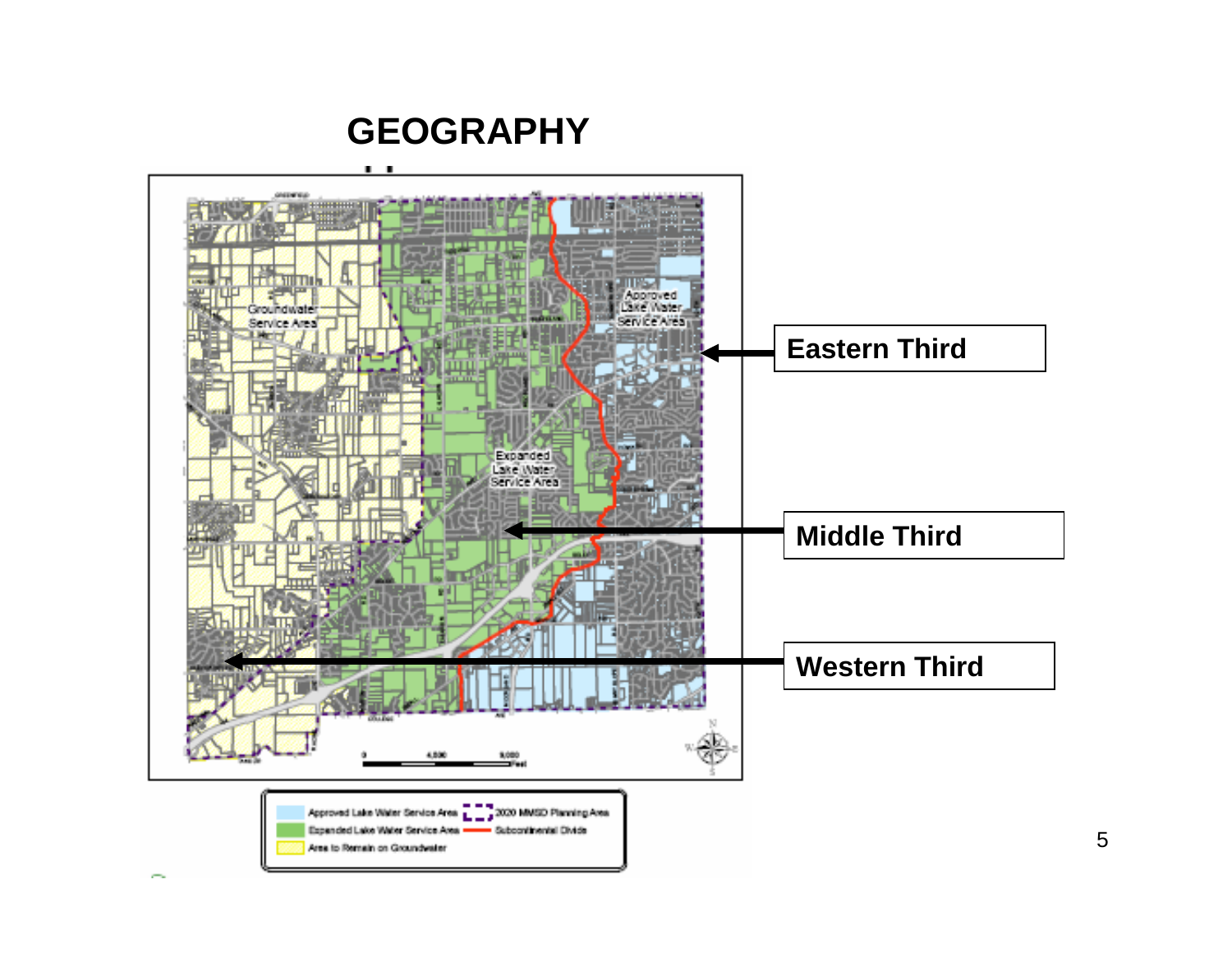# GEOGRAPHY

Eastern Third

Middle Third

Western Third

Groundwater Service Area

Expanded Lake Water Service Area

Approved Lake Water Service Area

Approved Lake Water Service Area

Expanded Lake Water Service Area

Area to Remain on Groundwater

2020 MMSD Planning Area

Subcontinental Divide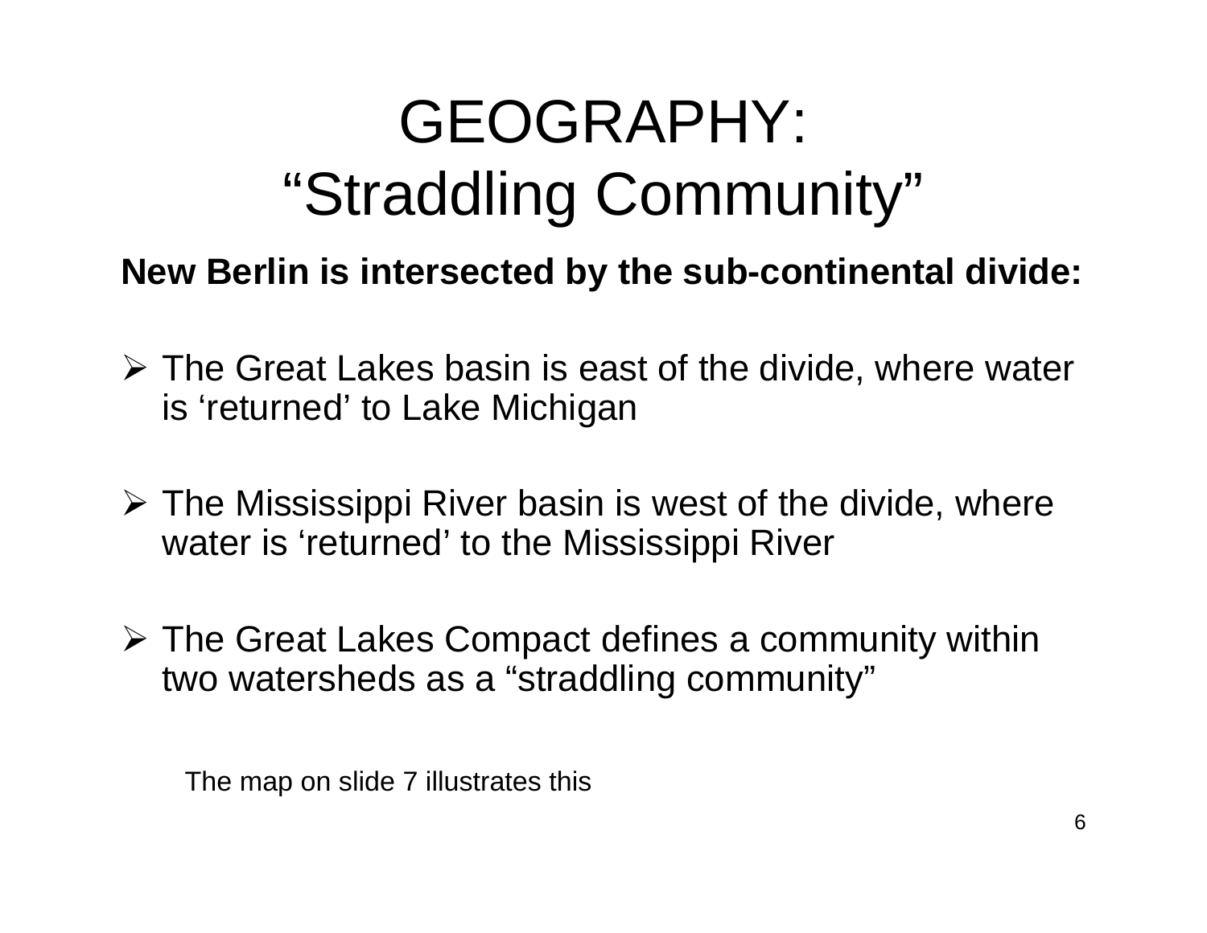# GEOGRAPHY: "Straddling Community"

**New Berlin is intersected by the sub-continental divide:**

- The Great Lakes basin is east of the divide, where water is 'returned' to Lake Michigan
- The Mississippi River basin is west of the divide, where water is 'returned' to the Mississippi River
- The Great Lakes Compact defines a community within two watersheds as a "straddling community"

The map on slide 7 illustrates this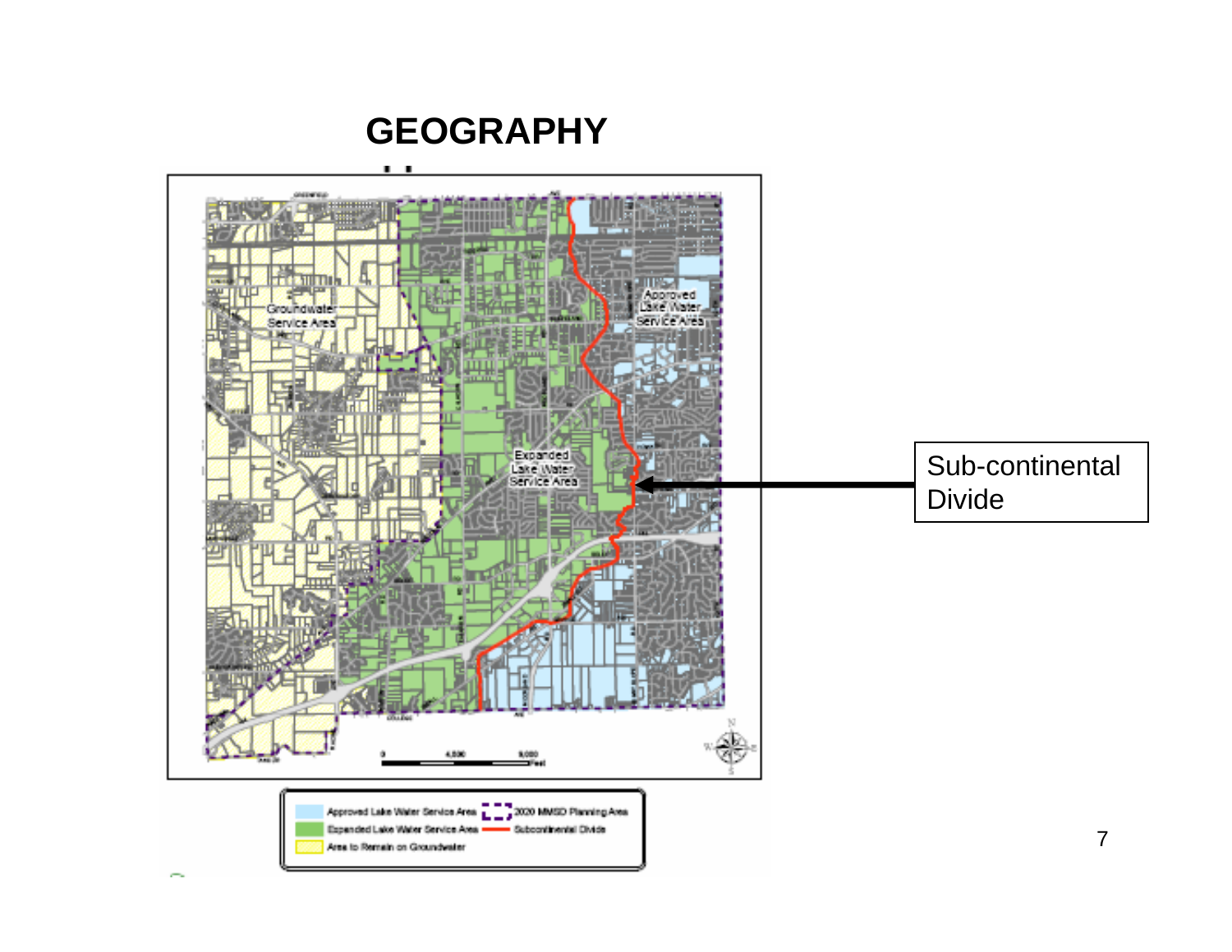# GEOGRAPHY

Groundwater Service Area

Expanded Lake Water Service Area

Approved Lake Water Service Area

Sub-continental Divide

0 4,000 8,000 Feet

- Approved Lake Water Service Area
- Expanded Lake Water Service Area
- Area to Remain on Groundwater
- 2020 MMSD Planning Area
- Subcontinental Divide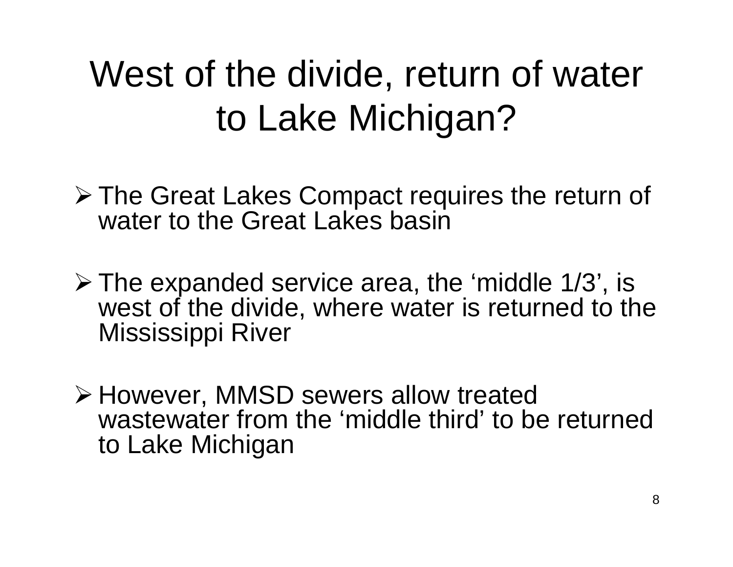# West of the divide, return of water to Lake Michigan?

- The Great Lakes Compact requires the return of water to the Great Lakes basin
- The expanded service area, the ‘middle 1/3’, is west of the divide, where water is returned to the Mississippi River
- However, MMSD sewers allow treated wastewater from the ‘middle third’ to be returned to Lake Michigan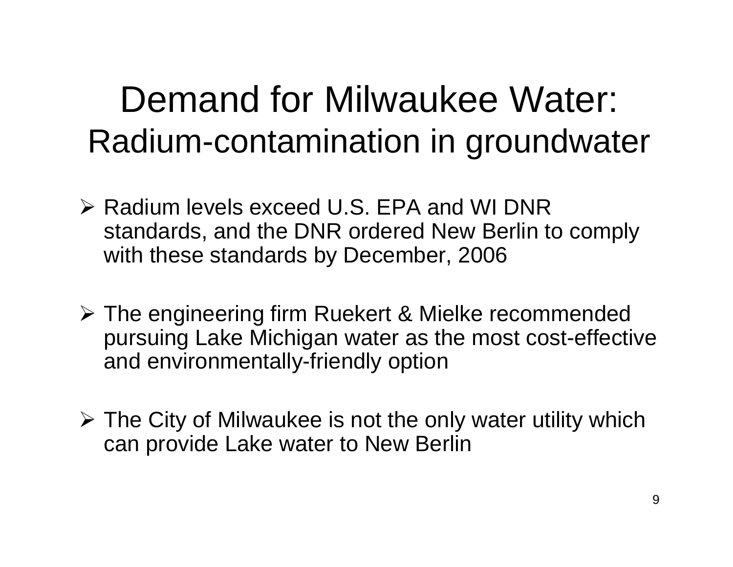# Demand for Milwaukee Water:
## Radium-contamination in groundwater

- Radium levels exceed U.S. EPA and WI DNR standards, and the DNR ordered New Berlin to comply with these standards by December, 2006

- The engineering firm Ruekert & Mielke recommended pursuing Lake Michigan water as the most cost-effective and environmentally-friendly option

- The City of Milwaukee is not the only water utility which can provide Lake water to New Berlin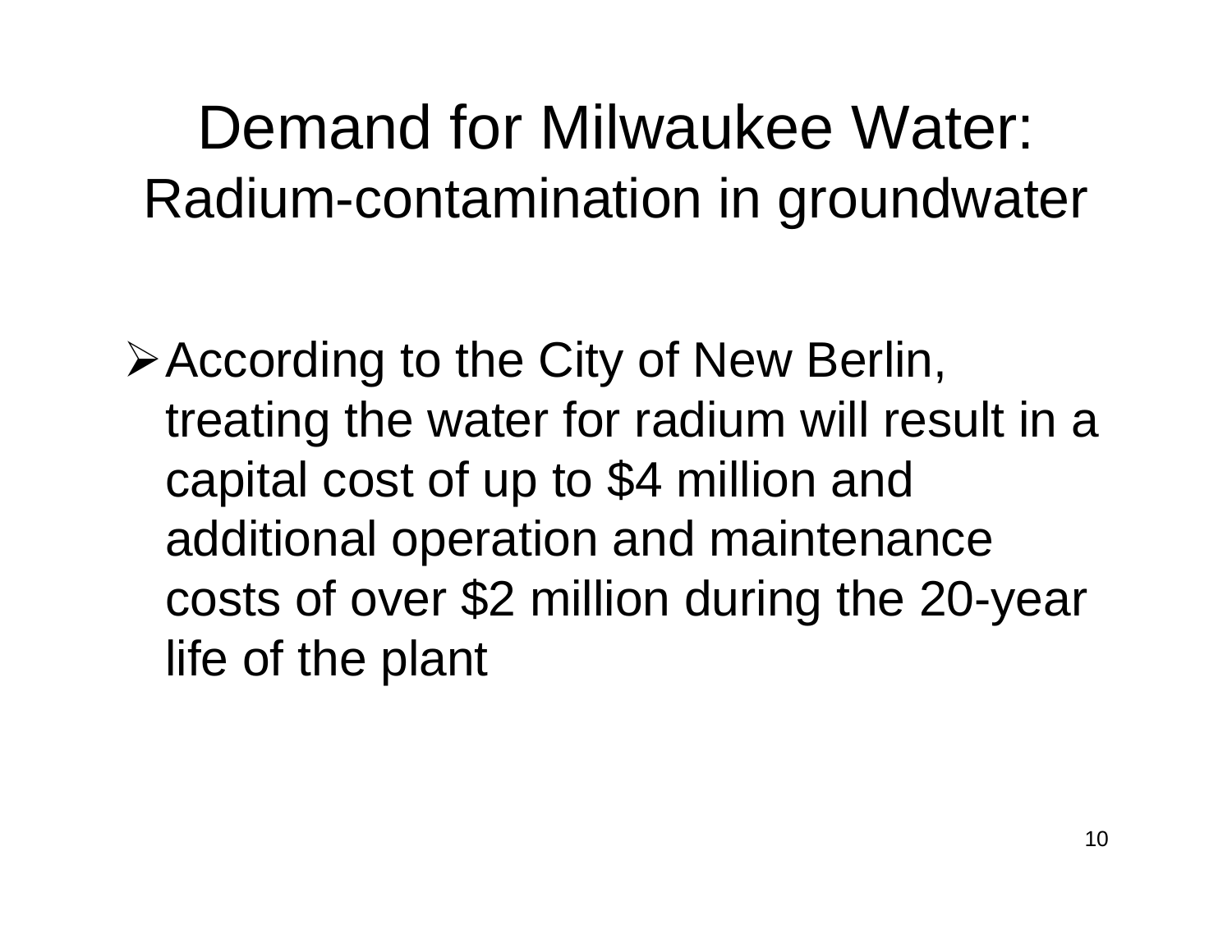# Demand for Milwaukee Water:
## Radium-contamination in groundwater

- According to the City of New Berlin, treating the water for radium will result in a capital cost of up to $4 million and additional operation and maintenance costs of over $2 million during the 20-year life of the plant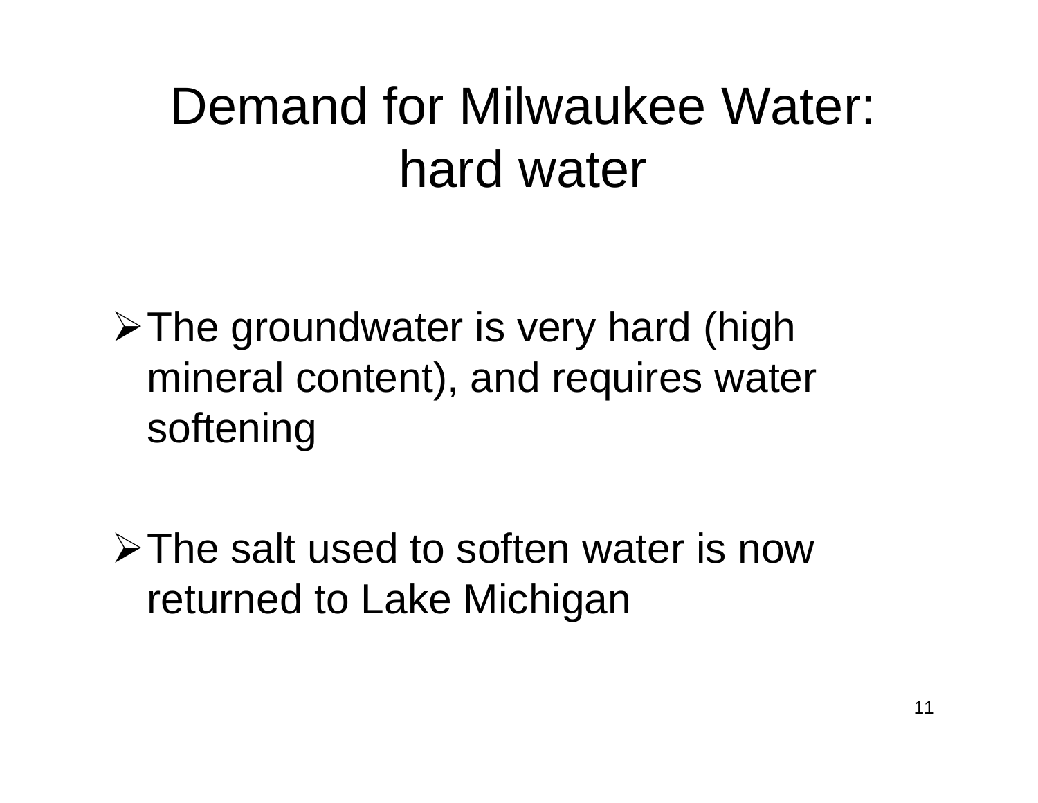# Demand for Milwaukee Water: hard water

- The groundwater is very hard (high mineral content), and requires water softening
- The salt used to soften water is now returned to Lake Michigan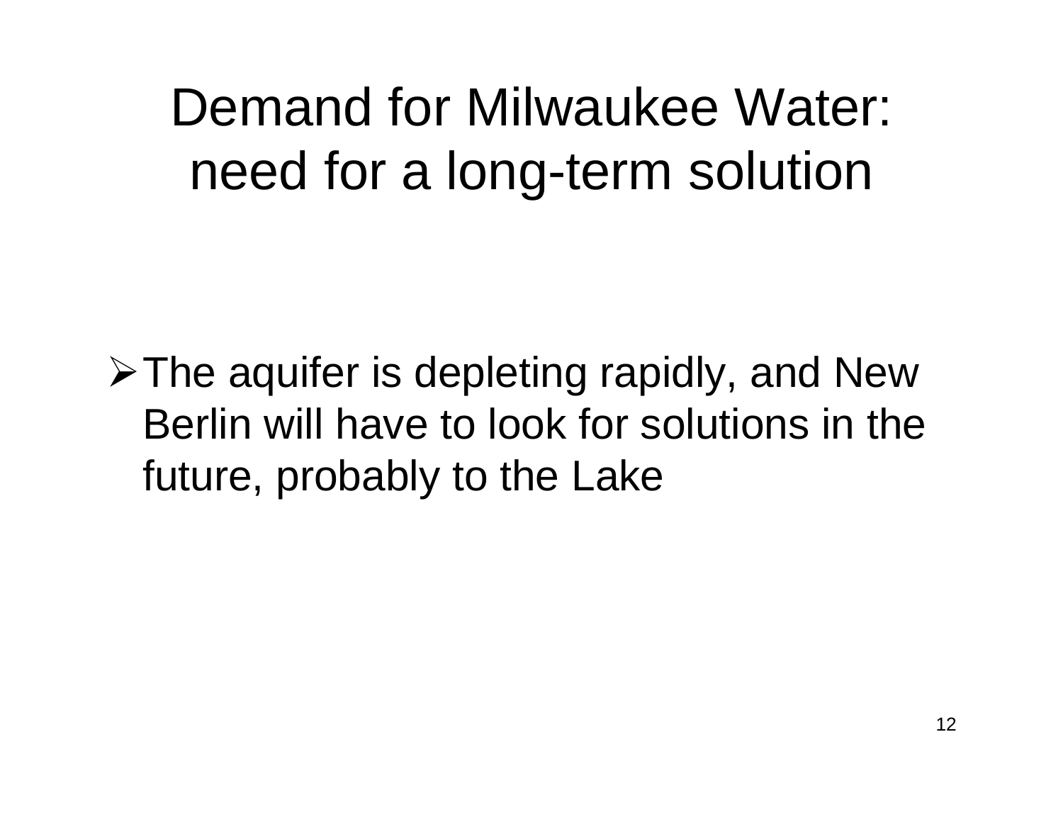# Demand for Milwaukee Water: need for a long-term solution

- The aquifer is depleting rapidly, and New Berlin will have to look for solutions in the future, probably to the Lake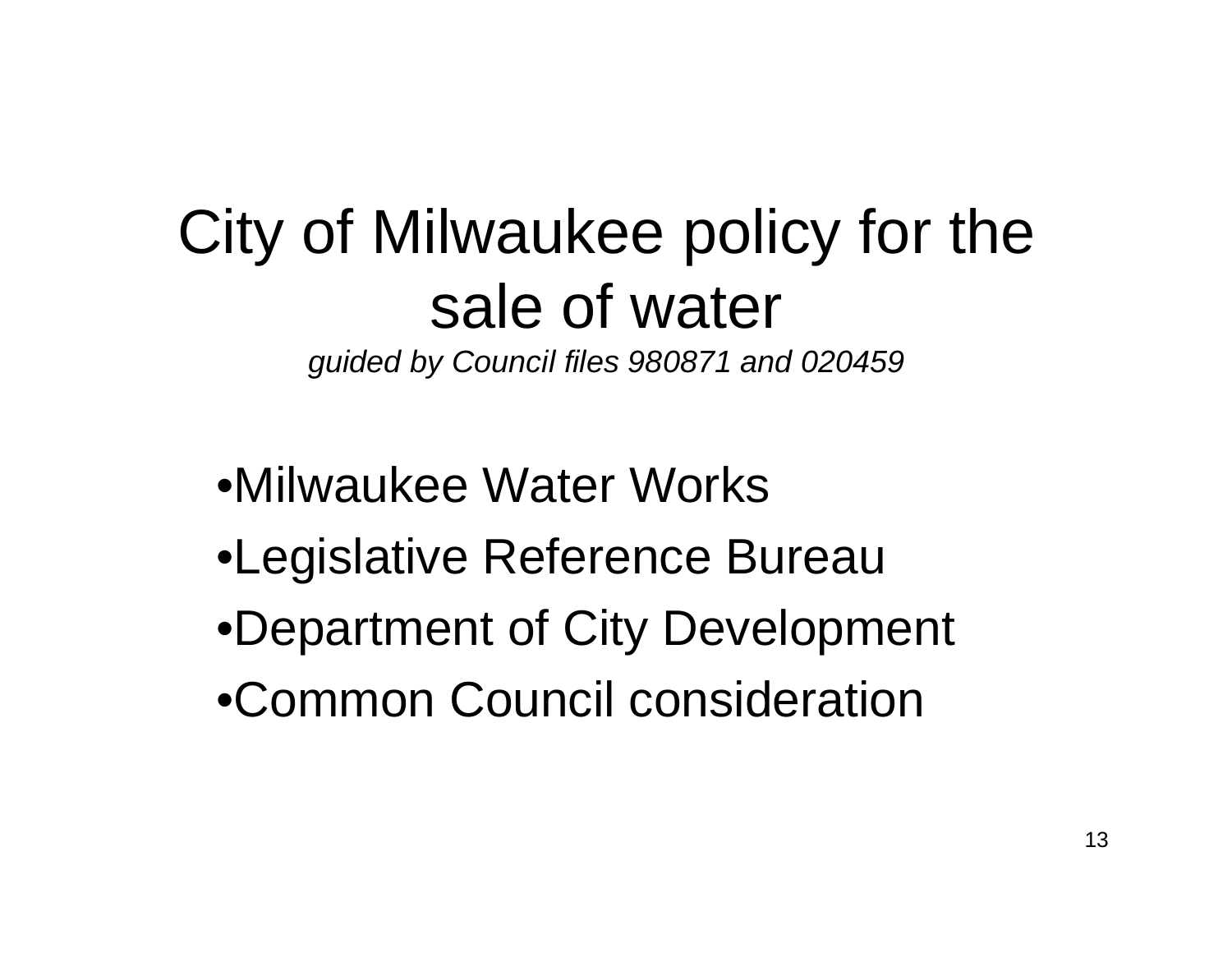# City of Milwaukee policy for the sale of water

*guided by Council files 980871 and 020459*

- Milwaukee Water Works
- Legislative Reference Bureau
- Department of City Development
- Common Council consideration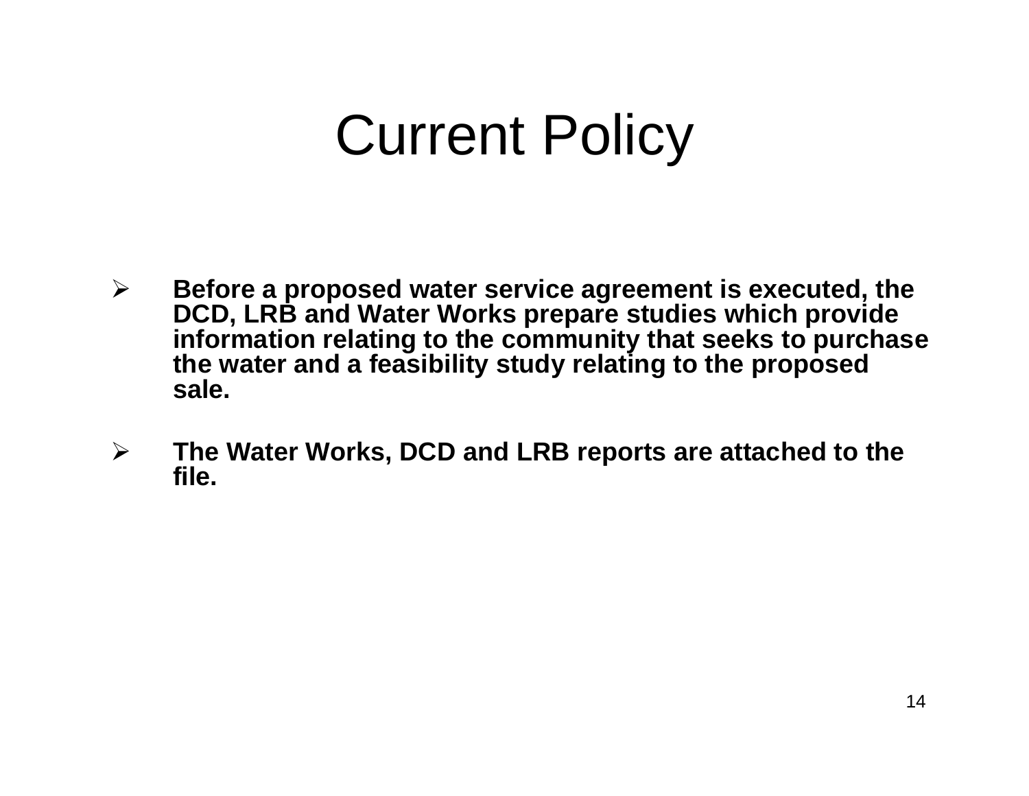# Current Policy

- **Before a proposed water service agreement is executed, the DCD, LRB and Water Works prepare studies which provide information relating to the community that seeks to purchase the water and a feasibility study relating to the proposed sale.**

- **The Water Works, DCD and LRB reports are attached to the file.**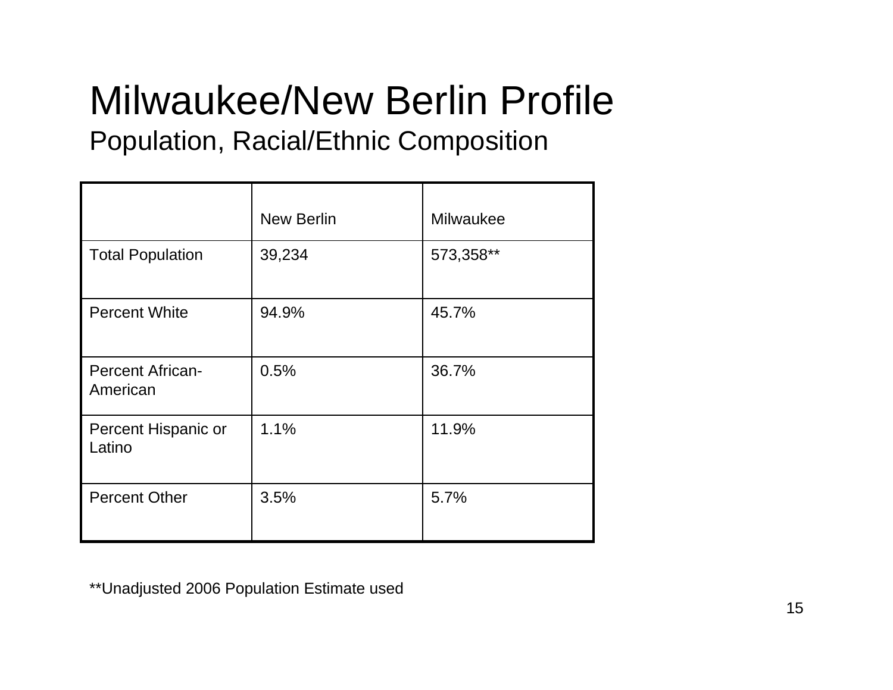# Milwaukee/New Berlin Profile

## Population, Racial/Ethnic Composition

| | New Berlin | Milwaukee |
|---|---|---|
| Total Population | 39,234 | 573,358** |
| Percent White | 94.9% | 45.7% |
| Percent African-American | 0.5% | 36.7% |
| Percent Hispanic or Latino | 1.1% | 11.9% |
| Percent Other | 3.5% | 5.7% |

**Unadjusted 2006 Population Estimate used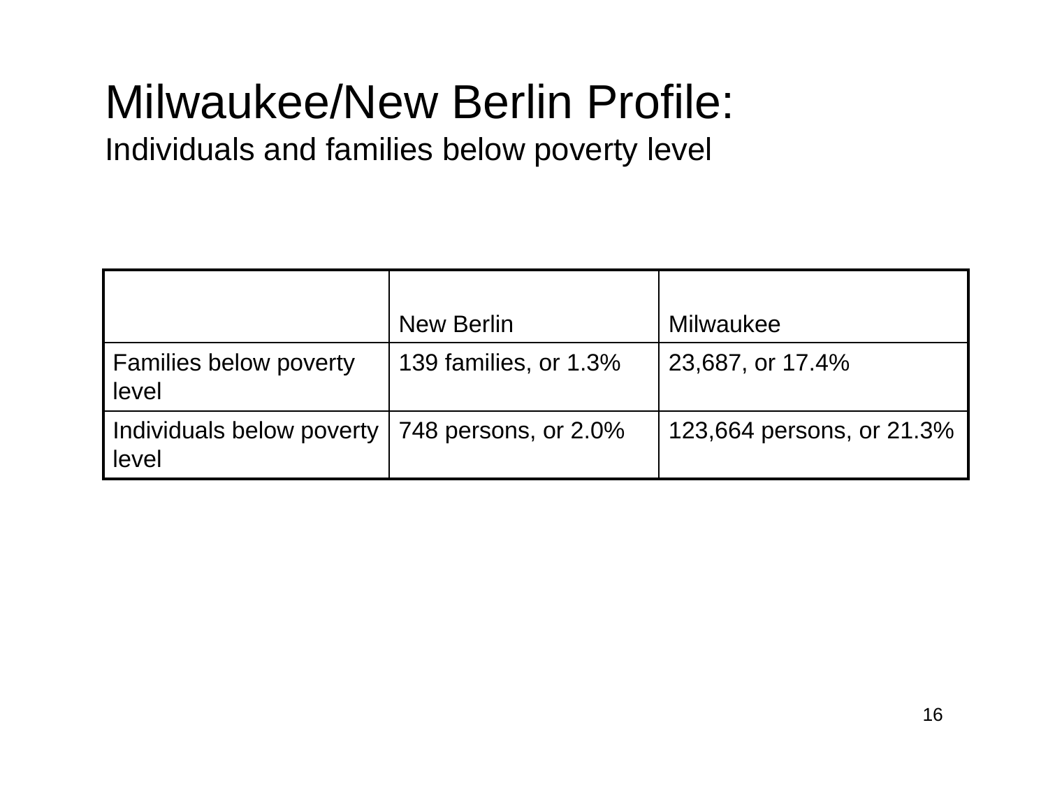# Milwaukee/New Berlin Profile:

## Individuals and families below poverty level

| | New Berlin | Milwaukee |
|---|---|---|
| Families below poverty level | 139 families, or 1.3% | 23,687, or 17.4% |
| Individuals below poverty level | 748 persons, or 2.0% | 123,664 persons, or 21.3% |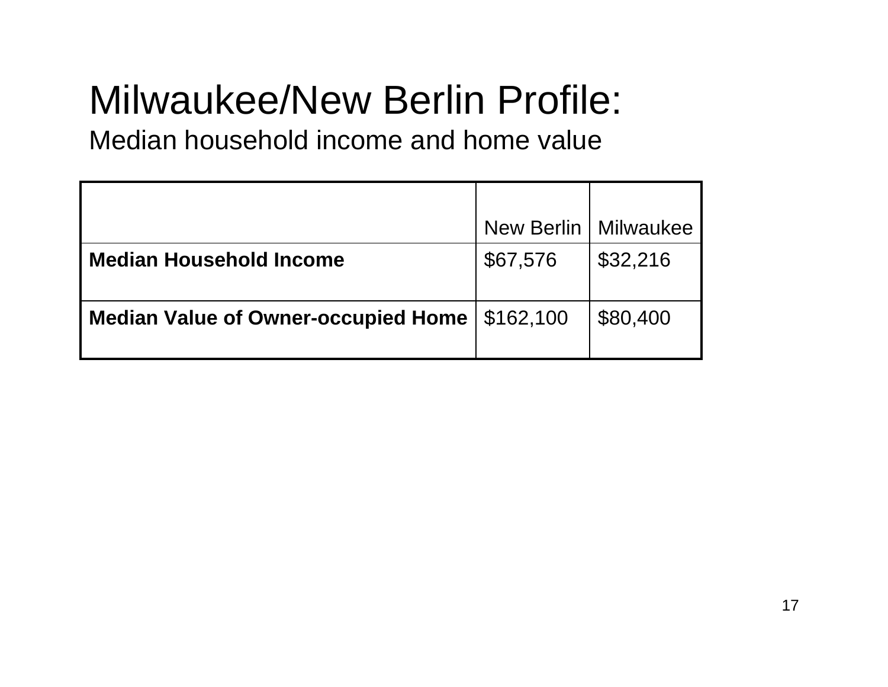# Milwaukee/New Berlin Profile:

## Median household income and home value

| | New Berlin | Milwaukee |
|---|---|---|
| **Median Household Income** | $67,576 | $32,216 |
| **Median Value of Owner-occupied Home** | $162,100 | $80,400 |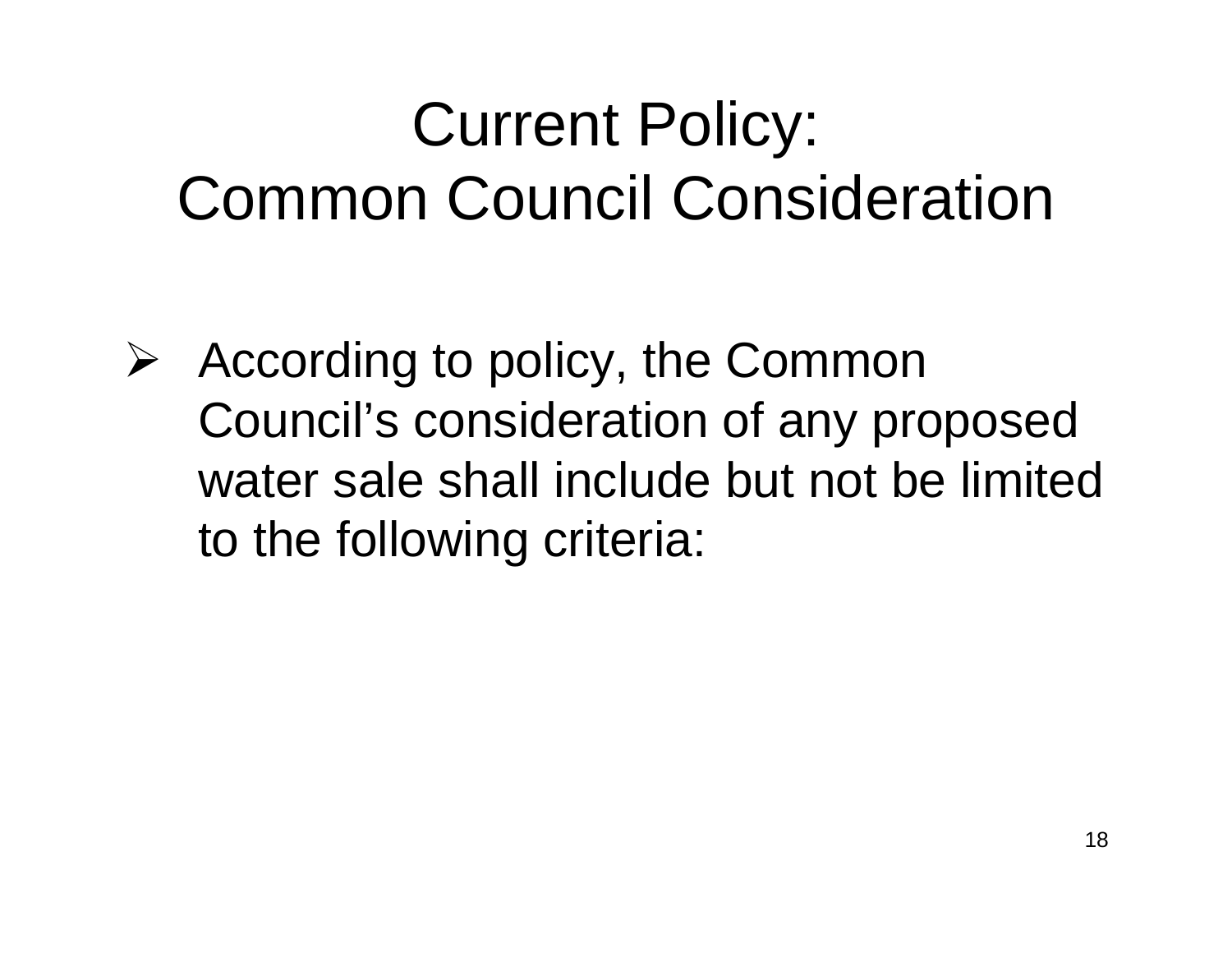# Current Policy: Common Council Consideration

- According to policy, the Common Council's consideration of any proposed water sale shall include but not be limited to the following criteria: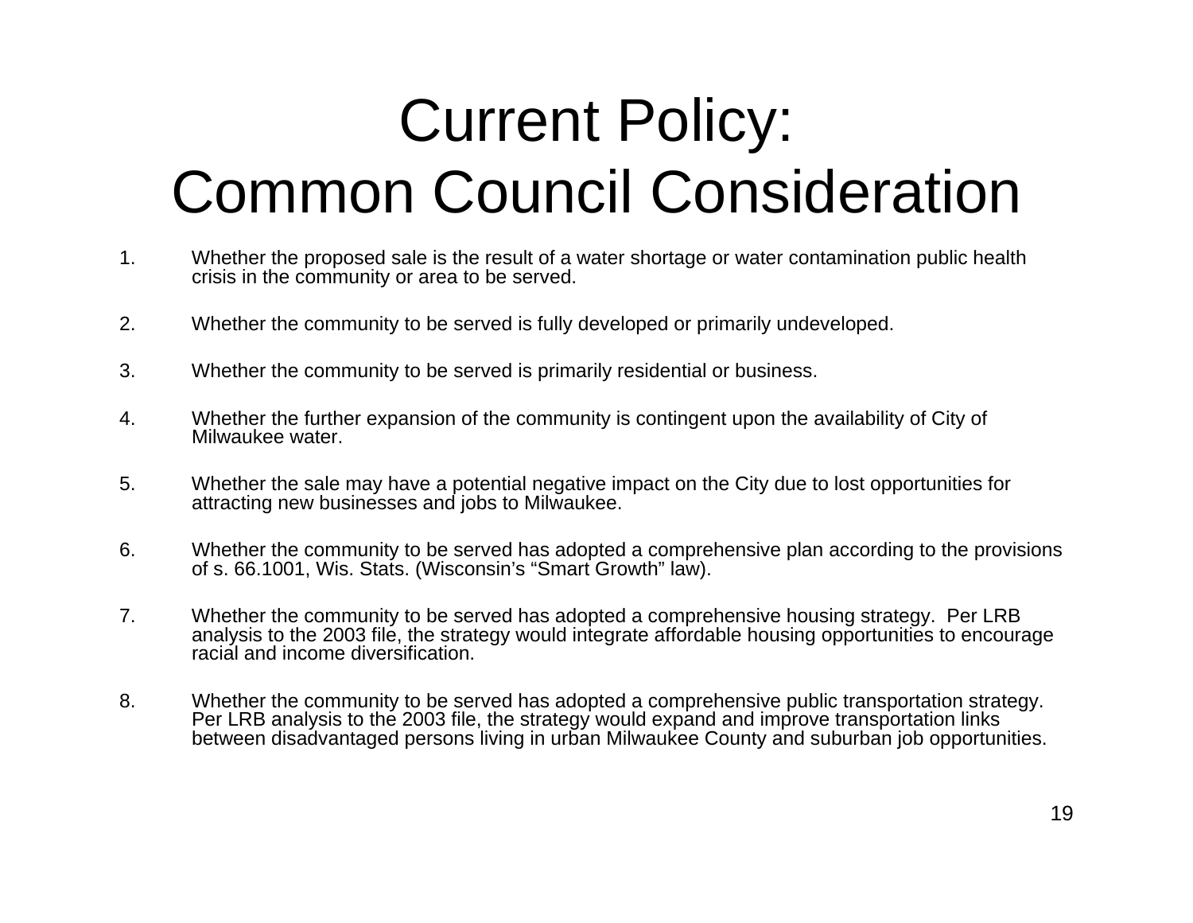# Current Policy: Common Council Consideration

1. Whether the proposed sale is the result of a water shortage or water contamination public health crisis in the community or area to be served.

2. Whether the community to be served is fully developed or primarily undeveloped.

3. Whether the community to be served is primarily residential or business.

4. Whether the further expansion of the community is contingent upon the availability of City of Milwaukee water.

5. Whether the sale may have a potential negative impact on the City due to lost opportunities for attracting new businesses and jobs to Milwaukee.

6. Whether the community to be served has adopted a comprehensive plan according to the provisions of s. 66.1001, Wis. Stats. (Wisconsin's "Smart Growth" law).

7. Whether the community to be served has adopted a comprehensive housing strategy. Per LRB analysis to the 2003 file, the strategy would integrate affordable housing opportunities to encourage racial and income diversification.

8. Whether the community to be served has adopted a comprehensive public transportation strategy. Per LRB analysis to the 2003 file, the strategy would expand and improve transportation links between disadvantaged persons living in urban Milwaukee County and suburban job opportunities.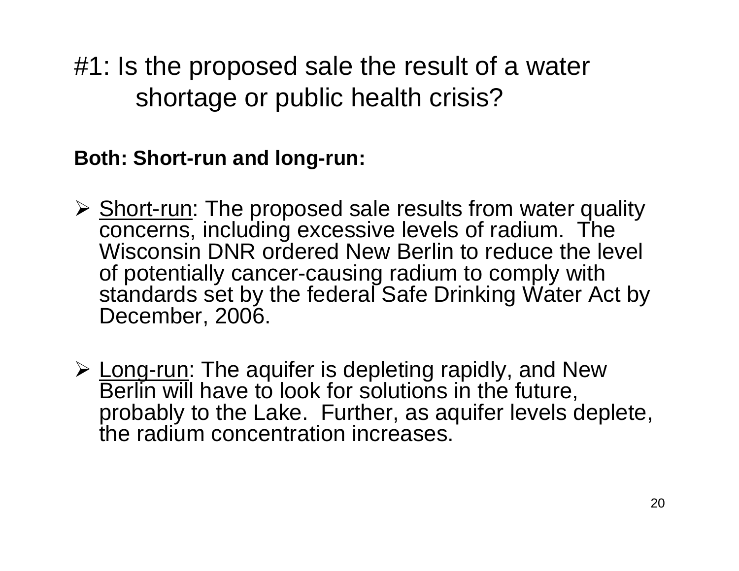# #1: Is the proposed sale the result of a water shortage or public health crisis?

**Both: Short-run and long-run:**

- Short-run: The proposed sale results from water quality concerns, including excessive levels of radium. The Wisconsin DNR ordered New Berlin to reduce the level of potentially cancer-causing radium to comply with standards set by the federal Safe Drinking Water Act by December, 2006.

- Long-run: The aquifer is depleting rapidly, and New Berlin will have to look for solutions in the future, probably to the Lake. Further, as aquifer levels deplete, the radium concentration increases.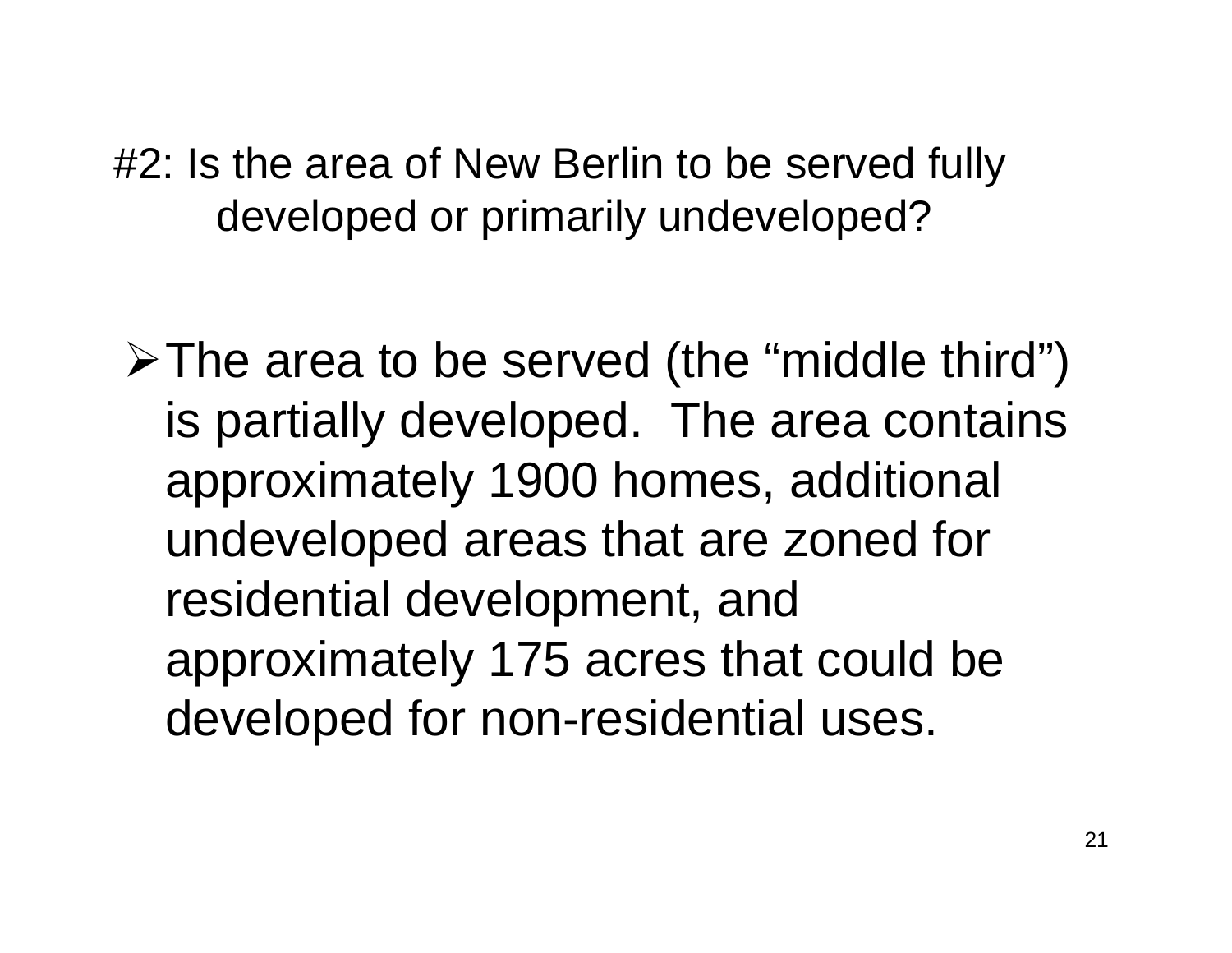## #2: Is the area of New Berlin to be served fully developed or primarily undeveloped?

- The area to be served (the “middle third”) is partially developed. The area contains approximately 1900 homes, additional undeveloped areas that are zoned for residential development, and approximately 175 acres that could be developed for non-residential uses.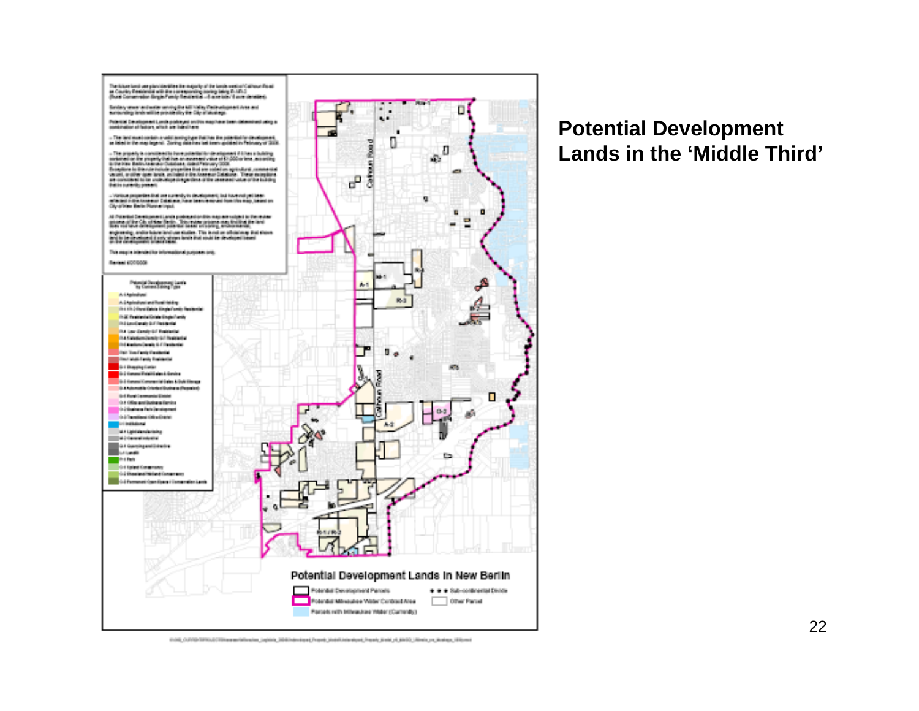## Potential Development Lands in the 'Middle Third'

Potential Development Lands in New Berlin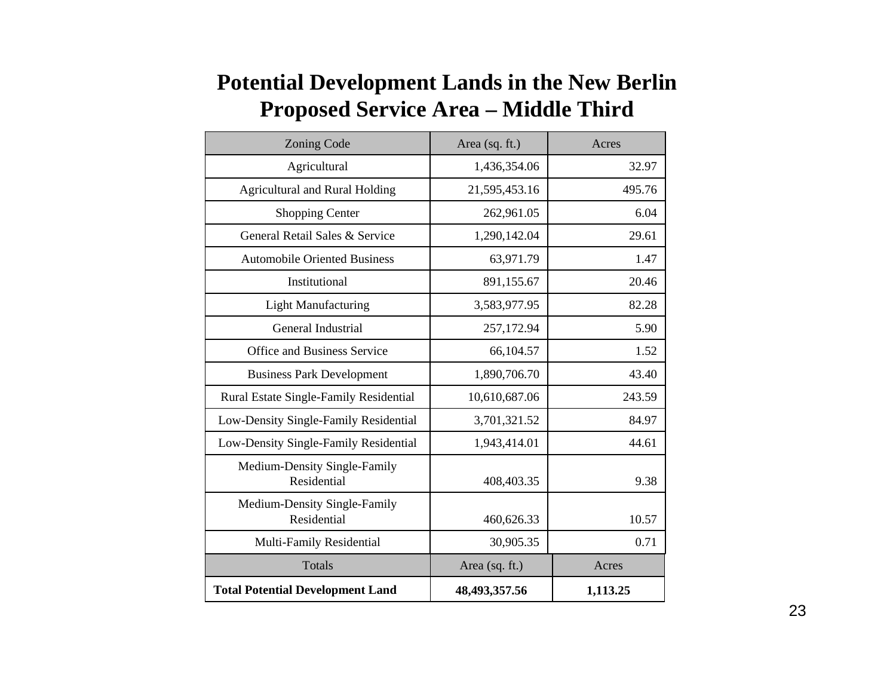# Potential Development Lands in the New Berlin Proposed Service Area – Middle Third

| Zoning Code | Area (sq. ft.) | Acres |
|---|---|---|
| Agricultural | 1,436,354.06 | 32.97 |
| Agricultural and Rural Holding | 21,595,453.16 | 495.76 |
| Shopping Center | 262,961.05 | 6.04 |
| General Retail Sales & Service | 1,290,142.04 | 29.61 |
| Automobile Oriented Business | 63,971.79 | 1.47 |
| Institutional | 891,155.67 | 20.46 |
| Light Manufacturing | 3,583,977.95 | 82.28 |
| General Industrial | 257,172.94 | 5.90 |
| Office and Business Service | 66,104.57 | 1.52 |
| Business Park Development | 1,890,706.70 | 43.40 |
| Rural Estate Single-Family Residential | 10,610,687.06 | 243.59 |
| Low-Density Single-Family Residential | 3,701,321.52 | 84.97 |
| Low-Density Single-Family Residential | 1,943,414.01 | 44.61 |
| Medium-Density Single-Family Residential | 408,403.35 | 9.38 |
| Medium-Density Single-Family Residential | 460,626.33 | 10.57 |
| Multi-Family Residential | 30,905.35 | 0.71 |
| Totals | Area (sq. ft.) | Acres |
| **Total Potential Development Land** | **48,493,357.56** | **1,113.25** |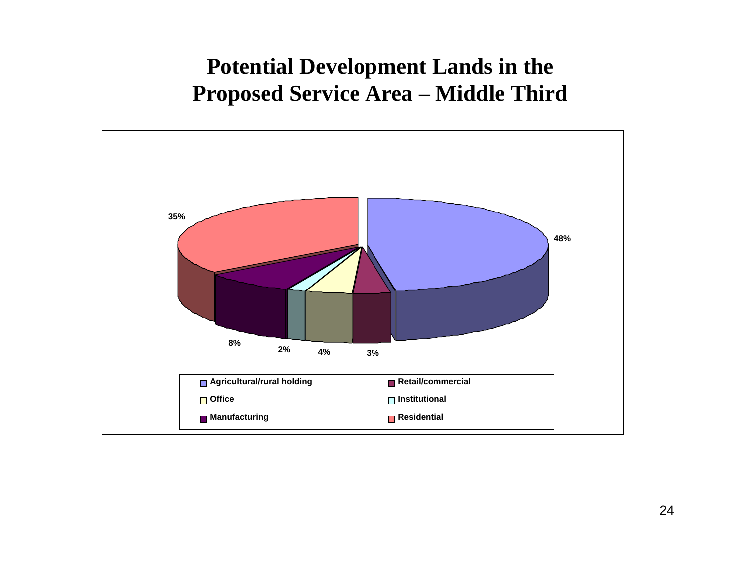# Potential Development Lands in the Proposed Service Area – Middle Third

| Category | Percentage |
|---|---|
| Agricultural/rural holding | 48% |
| Retail/commercial | 3% |
| Office | 4% |
| Institutional | 2% |
| Manufacturing | 8% |
| Residential | 35% |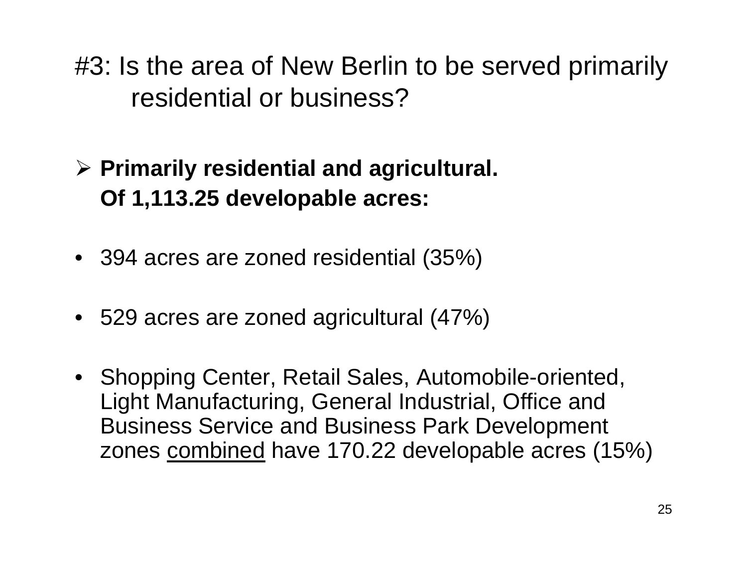# #3: Is the area of New Berlin to be served primarily residential or business?

- **Primarily residential and agricultural.**
  **Of 1,113.25 developable acres:**

- 394 acres are zoned residential (35%)

- 529 acres are zoned agricultural (47%)

- Shopping Center, Retail Sales, Automobile-oriented, Light Manufacturing, General Industrial, Office and Business Service and Business Park Development zones <u>combined</u> have 170.22 developable acres (15%)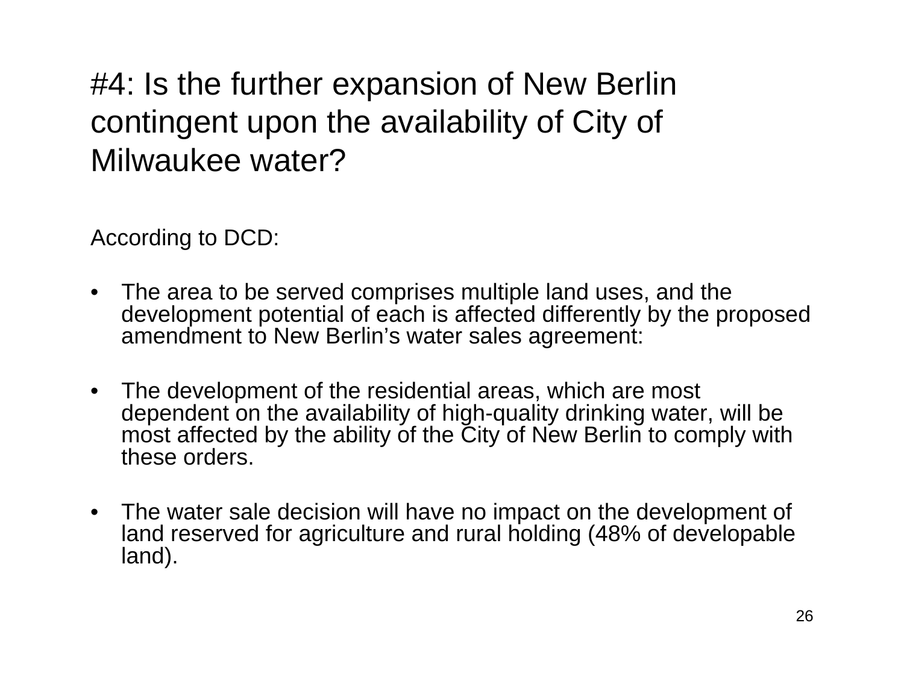# #4: Is the further expansion of New Berlin contingent upon the availability of City of Milwaukee water?

According to DCD:

- The area to be served comprises multiple land uses, and the development potential of each is affected differently by the proposed amendment to New Berlin's water sales agreement:
- The development of the residential areas, which are most dependent on the availability of high-quality drinking water, will be most affected by the ability of the City of New Berlin to comply with these orders.
- The water sale decision will have no impact on the development of land reserved for agriculture and rural holding (48% of developable land).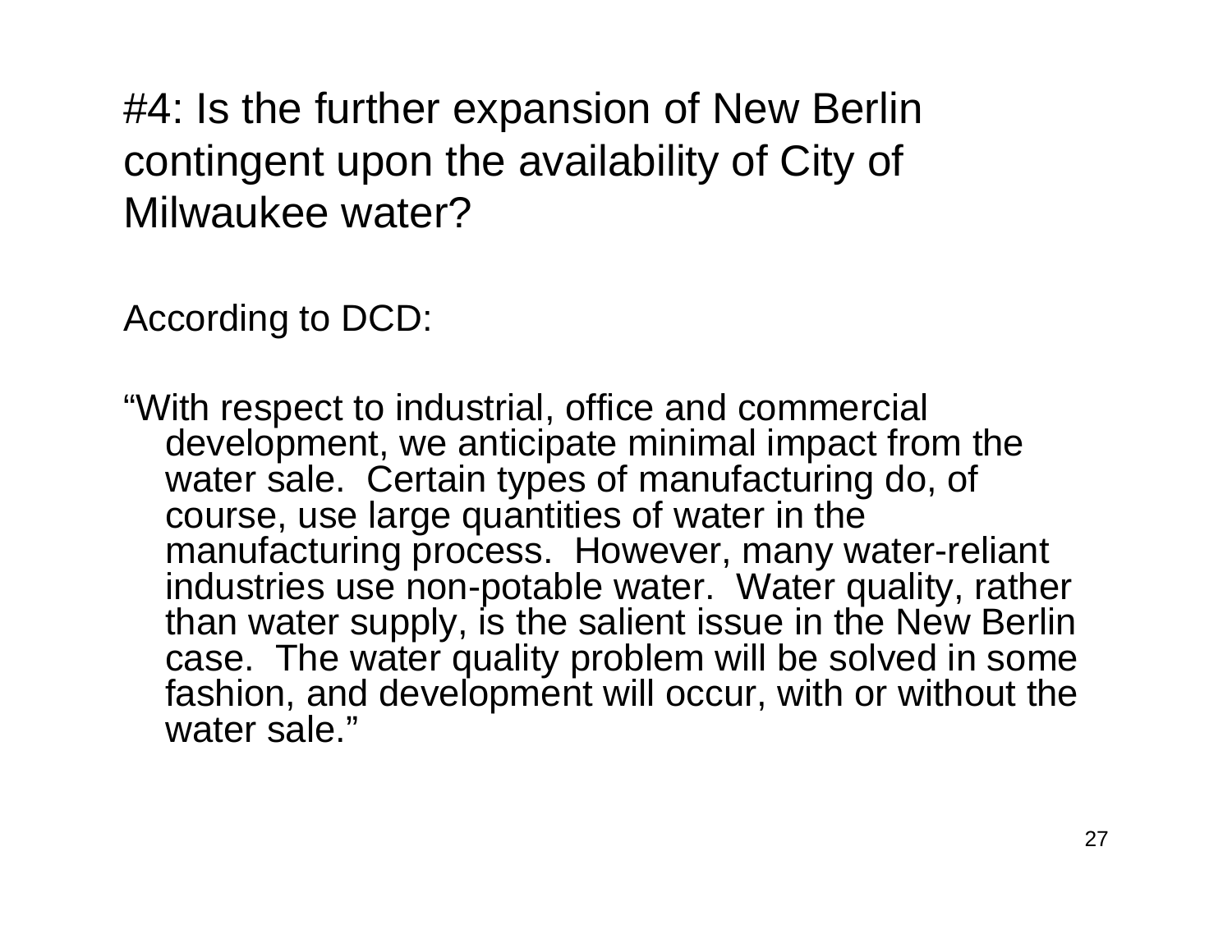# #4: Is the further expansion of New Berlin contingent upon the availability of City of Milwaukee water?

According to DCD:

"With respect to industrial, office and commercial development, we anticipate minimal impact from the water sale. Certain types of manufacturing do, of course, use large quantities of water in the manufacturing process. However, many water-reliant industries use non-potable water. Water quality, rather than water supply, is the salient issue in the New Berlin case. The water quality problem will be solved in some fashion, and development will occur, with or without the water sale."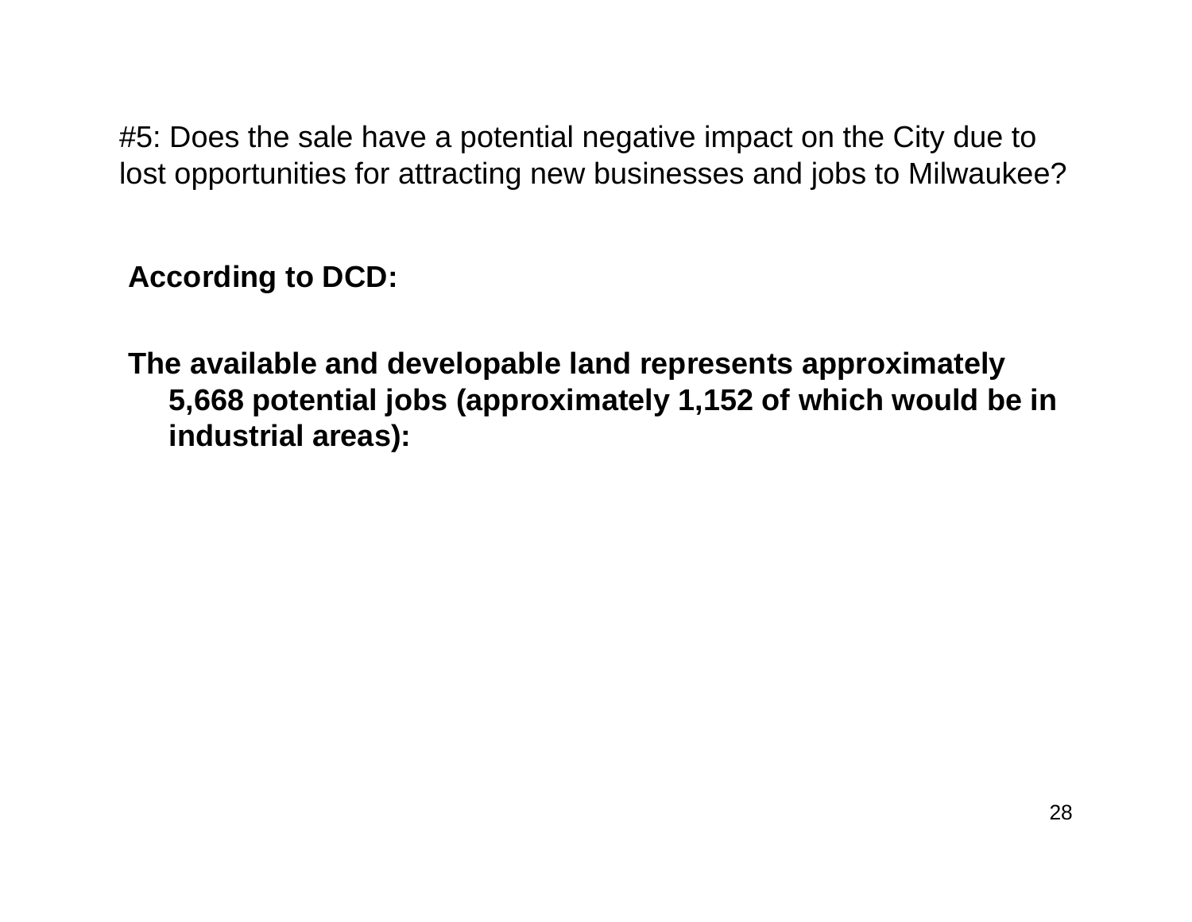#5: Does the sale have a potential negative impact on the City due to lost opportunities for attracting new businesses and jobs to Milwaukee?

**According to DCD:**

**The available and developable land represents approximately 5,668 potential jobs (approximately 1,152 of which would be in industrial areas):**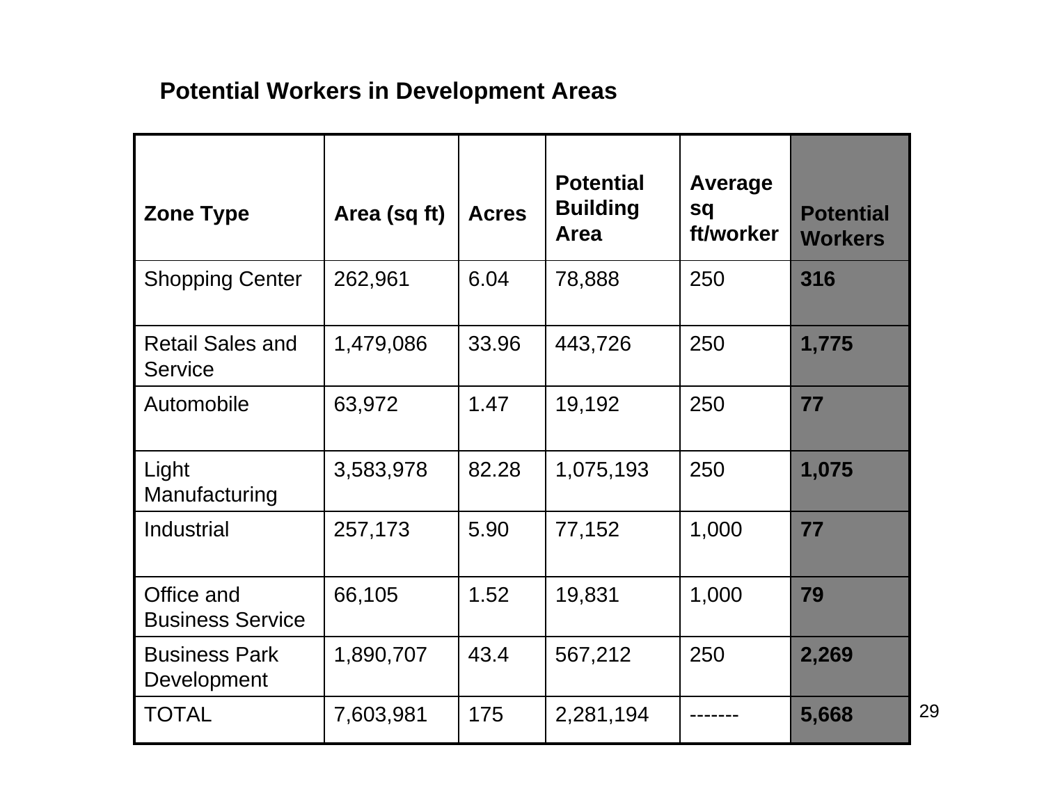## Potential Workers in Development Areas

| Zone Type | Area (sq ft) | Acres | Potential Building Area | Average sq ft/worker | Potential Workers |
|---|---|---|---|---|---|
| Shopping Center | 262,961 | 6.04 | 78,888 | 250 | **316** |
| Retail Sales and Service | 1,479,086 | 33.96 | 443,726 | 250 | **1,775** |
| Automobile | 63,972 | 1.47 | 19,192 | 250 | **77** |
| Light Manufacturing | 3,583,978 | 82.28 | 1,075,193 | 250 | **1,075** |
| Industrial | 257,173 | 5.90 | 77,152 | 1,000 | **77** |
| Office and Business Service | 66,105 | 1.52 | 19,831 | 1,000 | **79** |
| Business Park Development | 1,890,707 | 43.4 | 567,212 | 250 | **2,269** |
| TOTAL | 7,603,981 | 175 | 2,281,194 | ------- | **5,668** |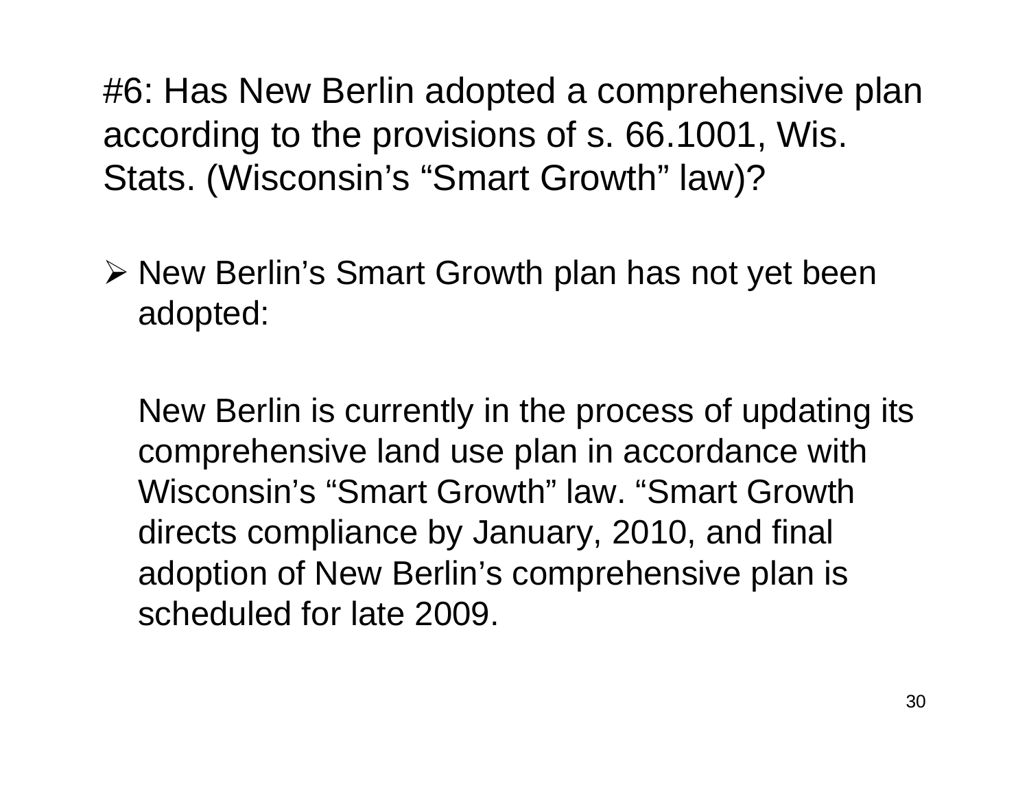#6: Has New Berlin adopted a comprehensive plan according to the provisions of s. 66.1001, Wis. Stats. (Wisconsin's "Smart Growth" law)?

- New Berlin's Smart Growth plan has not yet been adopted:

  New Berlin is currently in the process of updating its comprehensive land use plan in accordance with Wisconsin's "Smart Growth" law. "Smart Growth directs compliance by January, 2010, and final adoption of New Berlin's comprehensive plan is scheduled for late 2009.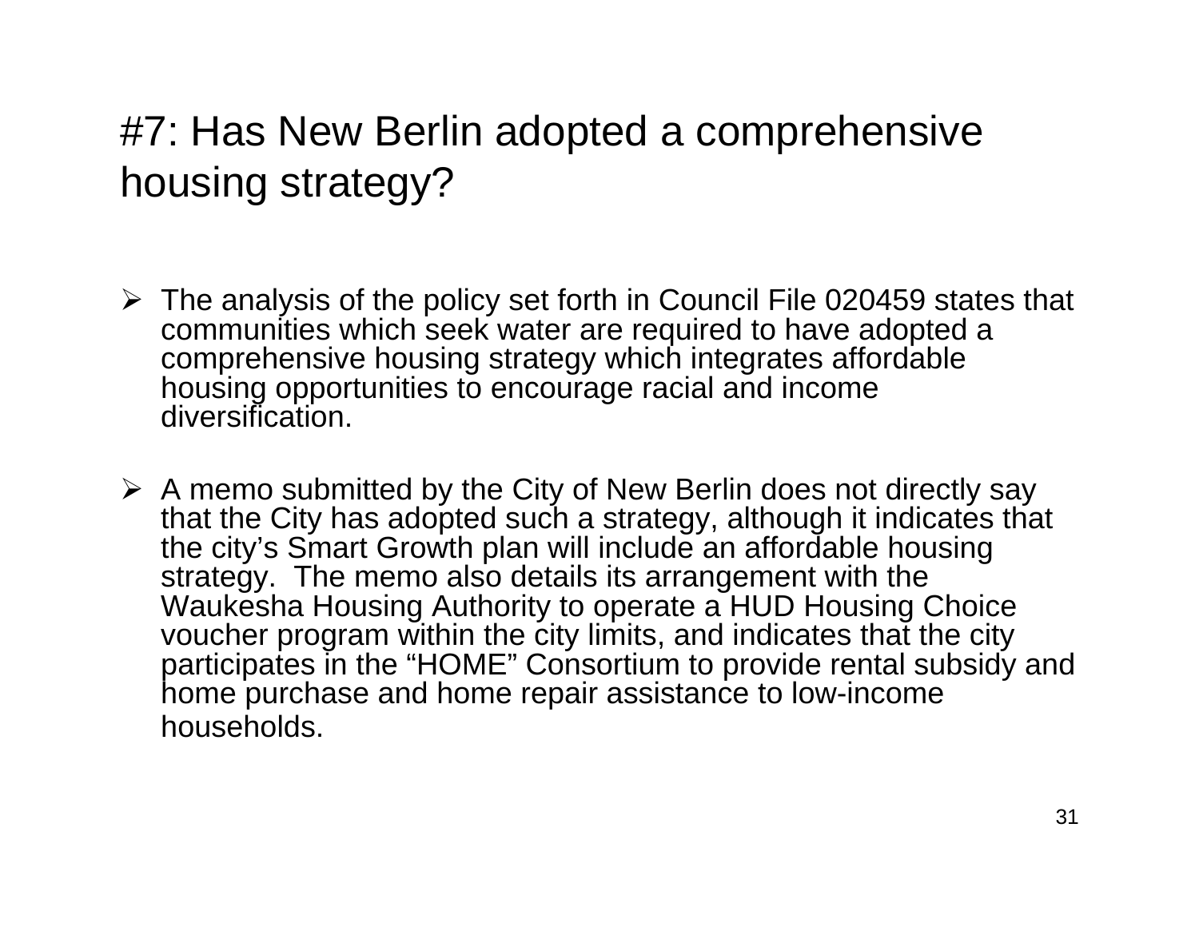# #7: Has New Berlin adopted a comprehensive housing strategy?

- The analysis of the policy set forth in Council File 020459 states that communities which seek water are required to have adopted a comprehensive housing strategy which integrates affordable housing opportunities to encourage racial and income diversification.

- A memo submitted by the City of New Berlin does not directly say that the City has adopted such a strategy, although it indicates that the city's Smart Growth plan will include an affordable housing strategy. The memo also details its arrangement with the Waukesha Housing Authority to operate a HUD Housing Choice voucher program within the city limits, and indicates that the city participates in the "HOME" Consortium to provide rental subsidy and home purchase and home repair assistance to low-income households.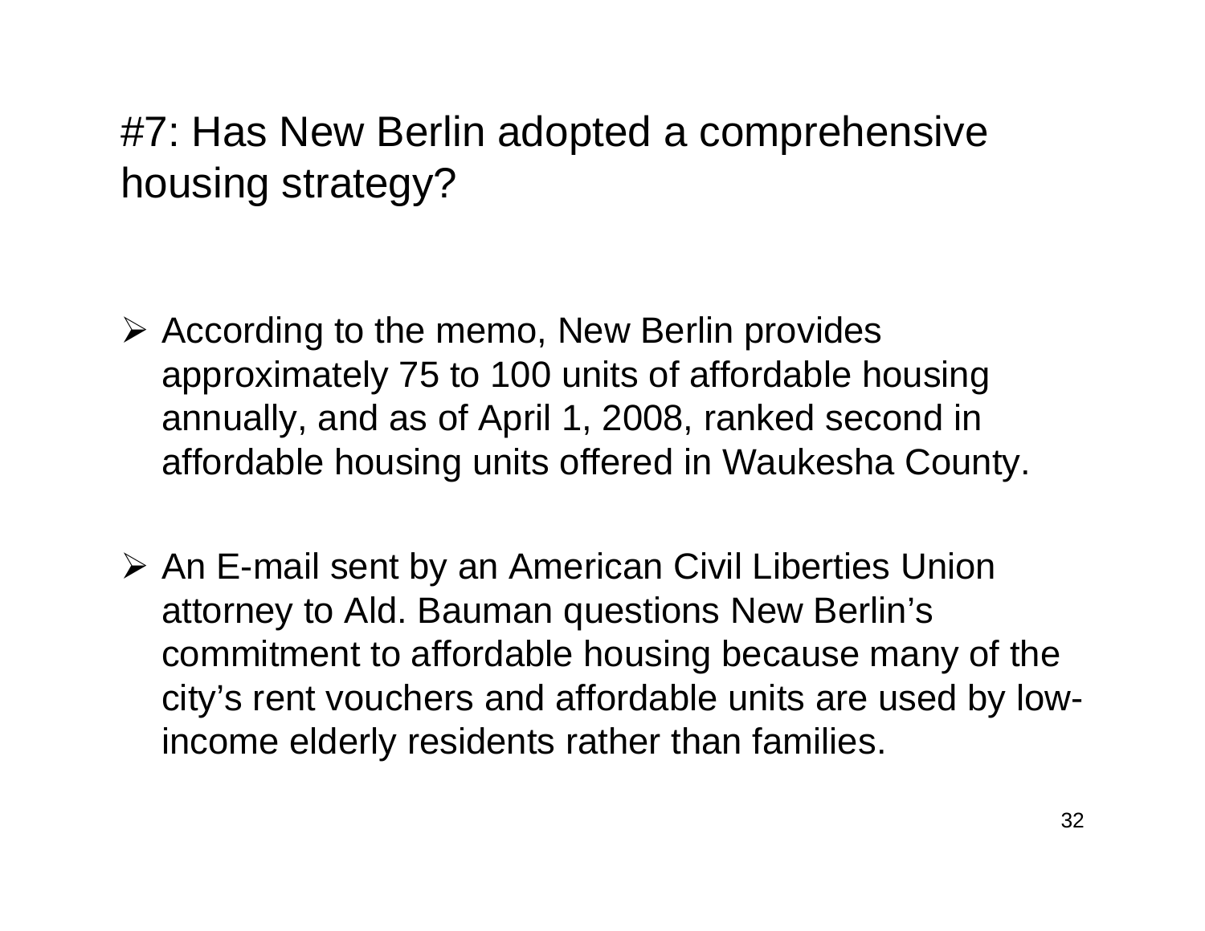# #7: Has New Berlin adopted a comprehensive housing strategy?

- According to the memo, New Berlin provides approximately 75 to 100 units of affordable housing annually, and as of April 1, 2008, ranked second in affordable housing units offered in Waukesha County.

- An E-mail sent by an American Civil Liberties Union attorney to Ald. Bauman questions New Berlin's commitment to affordable housing because many of the city's rent vouchers and affordable units are used by low-income elderly residents rather than families.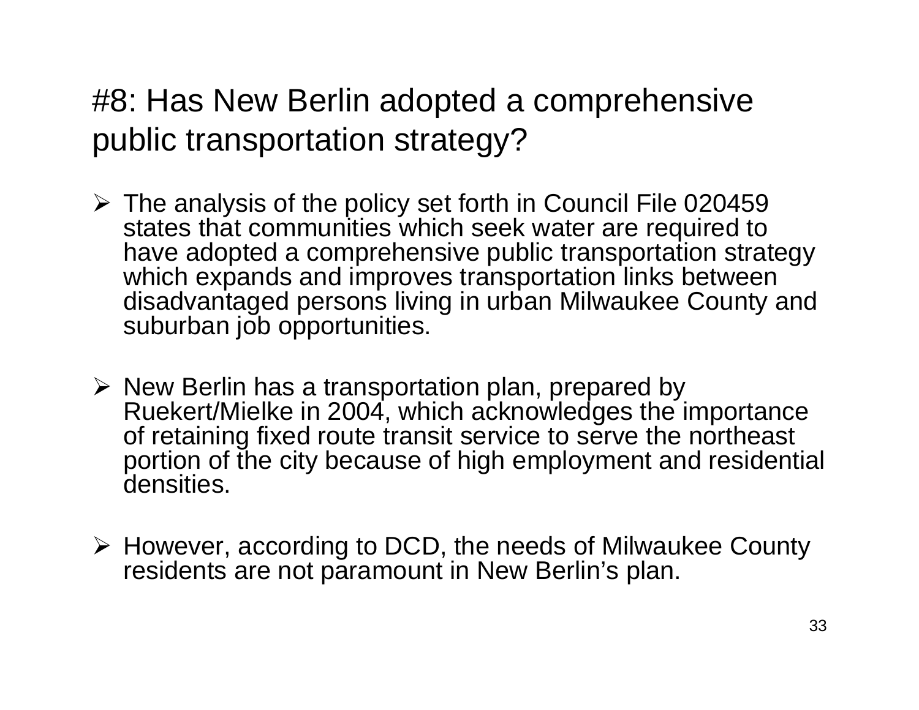# #8: Has New Berlin adopted a comprehensive public transportation strategy?

- The analysis of the policy set forth in Council File 020459 states that communities which seek water are required to have adopted a comprehensive public transportation strategy which expands and improves transportation links between disadvantaged persons living in urban Milwaukee County and suburban job opportunities.

- New Berlin has a transportation plan, prepared by Ruekert/Mielke in 2004, which acknowledges the importance of retaining fixed route transit service to serve the northeast portion of the city because of high employment and residential densities.

- However, according to DCD, the needs of Milwaukee County residents are not paramount in New Berlin's plan.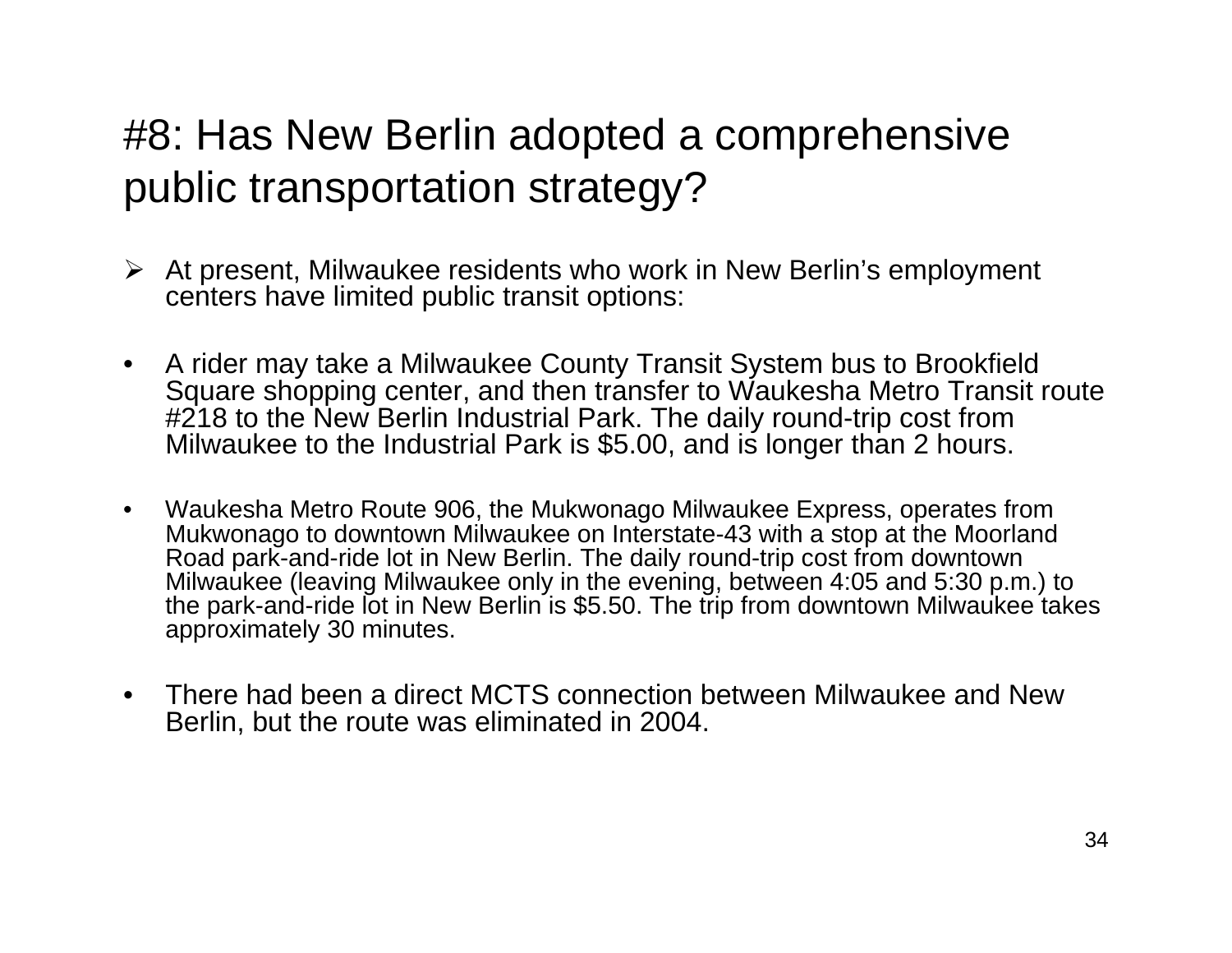# #8: Has New Berlin adopted a comprehensive public transportation strategy?

- At present, Milwaukee residents who work in New Berlin's employment centers have limited public transit options:

- A rider may take a Milwaukee County Transit System bus to Brookfield Square shopping center, and then transfer to Waukesha Metro Transit route #218 to the New Berlin Industrial Park. The daily round-trip cost from Milwaukee to the Industrial Park is $5.00, and is longer than 2 hours.

- Waukesha Metro Route 906, the Mukwonago Milwaukee Express, operates from Mukwonago to downtown Milwaukee on Interstate-43 with a stop at the Moorland Road park-and-ride lot in New Berlin. The daily round-trip cost from downtown Milwaukee (leaving Milwaukee only in the evening, between 4:05 and 5:30 p.m.) to the park-and-ride lot in New Berlin is $5.50. The trip from downtown Milwaukee takes approximately 30 minutes.

- There had been a direct MCTS connection between Milwaukee and New Berlin, but the route was eliminated in 2004.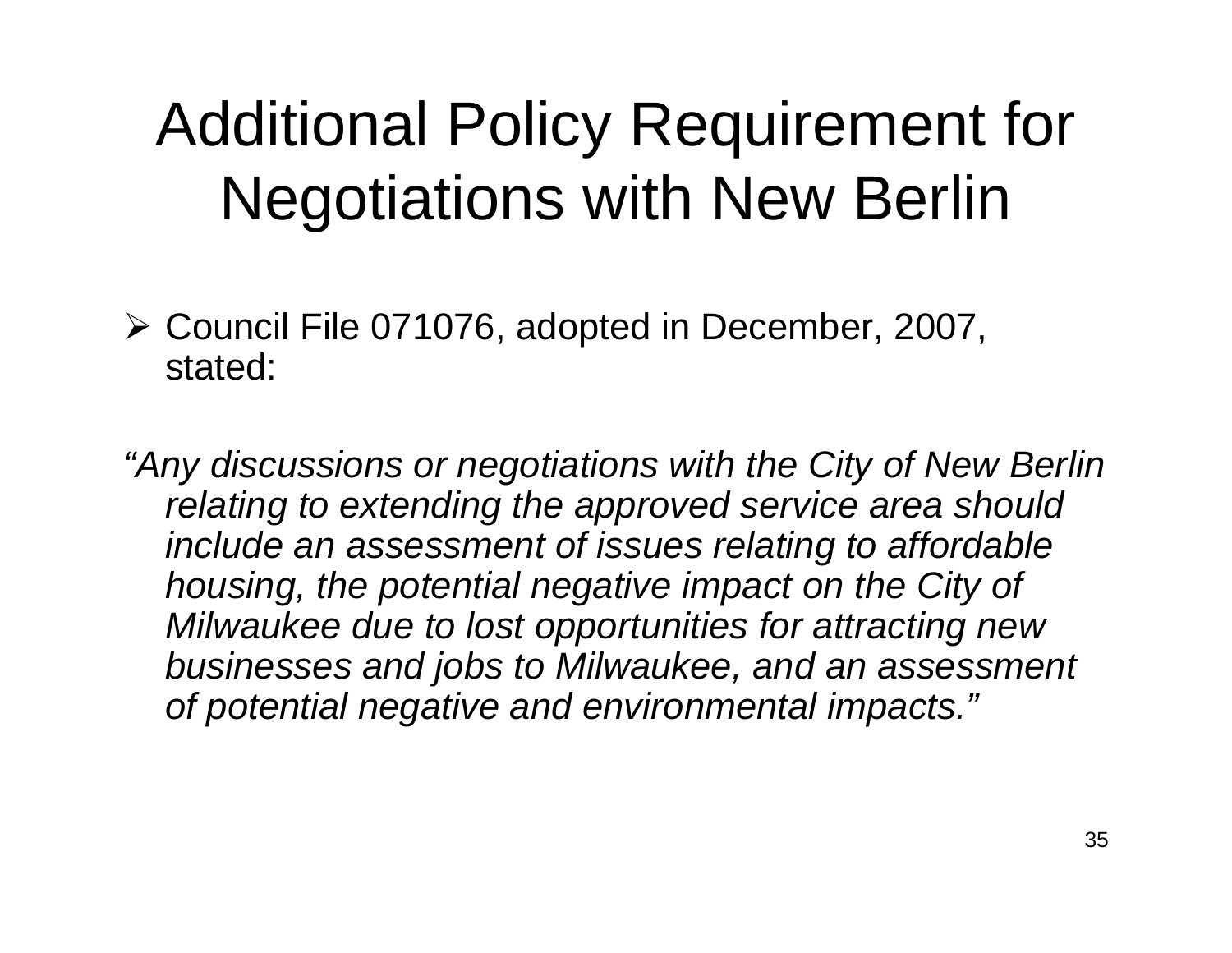# Additional Policy Requirement for Negotiations with New Berlin

- Council File 071076, adopted in December, 2007, stated:

*"Any discussions or negotiations with the City of New Berlin relating to extending the approved service area should include an assessment of issues relating to affordable housing, the potential negative impact on the City of Milwaukee due to lost opportunities for attracting new businesses and jobs to Milwaukee, and an assessment of potential negative and environmental impacts."*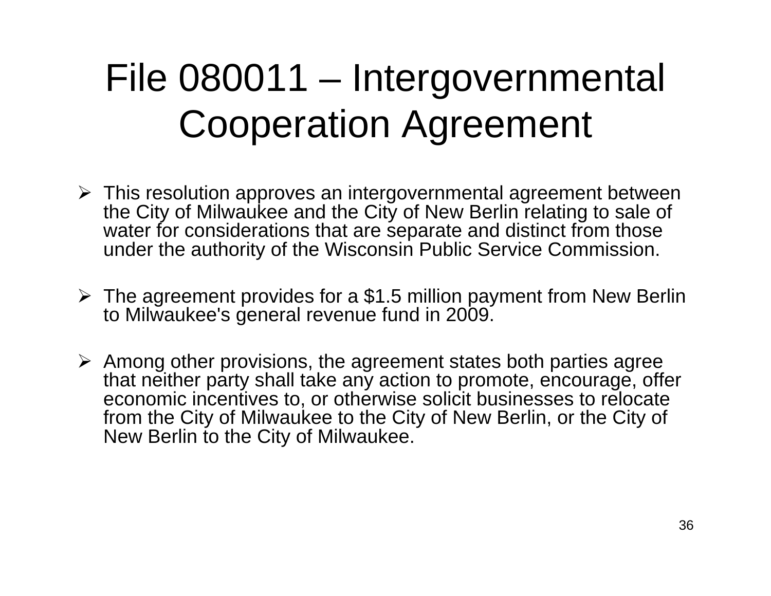# File 080011 – Intergovernmental Cooperation Agreement

- This resolution approves an intergovernmental agreement between the City of Milwaukee and the City of New Berlin relating to sale of water for considerations that are separate and distinct from those under the authority of the Wisconsin Public Service Commission.

- The agreement provides for a $1.5 million payment from New Berlin to Milwaukee's general revenue fund in 2009.

- Among other provisions, the agreement states both parties agree that neither party shall take any action to promote, encourage, offer economic incentives to, or otherwise solicit businesses to relocate from the City of Milwaukee to the City of New Berlin, or the City of New Berlin to the City of Milwaukee.